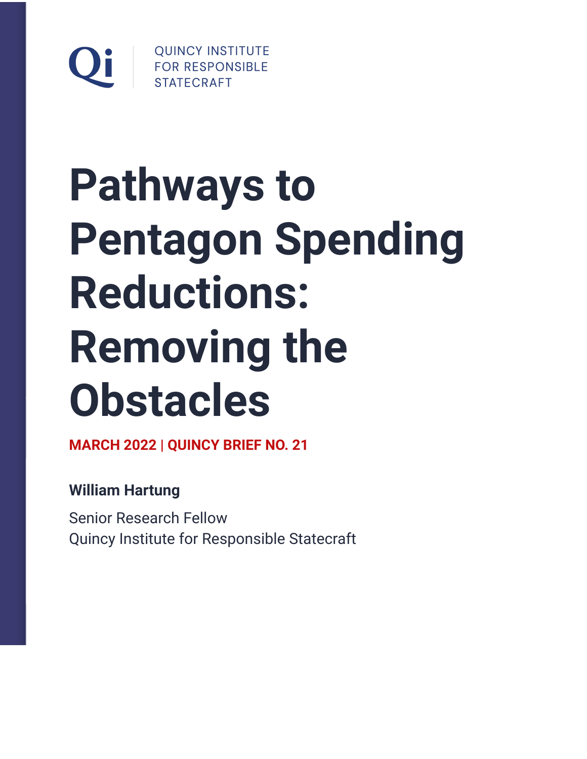QUINCY INSTITUTE FOR RESPONSIBLE STATECRAFT

# Pathways to Pentagon Spending Reductions: Removing the Obstacles

**MARCH 2022 | QUINCY BRIEF NO. 21**

**William Hartung**

Senior Research Fellow
Quincy Institute for Responsible Statecraft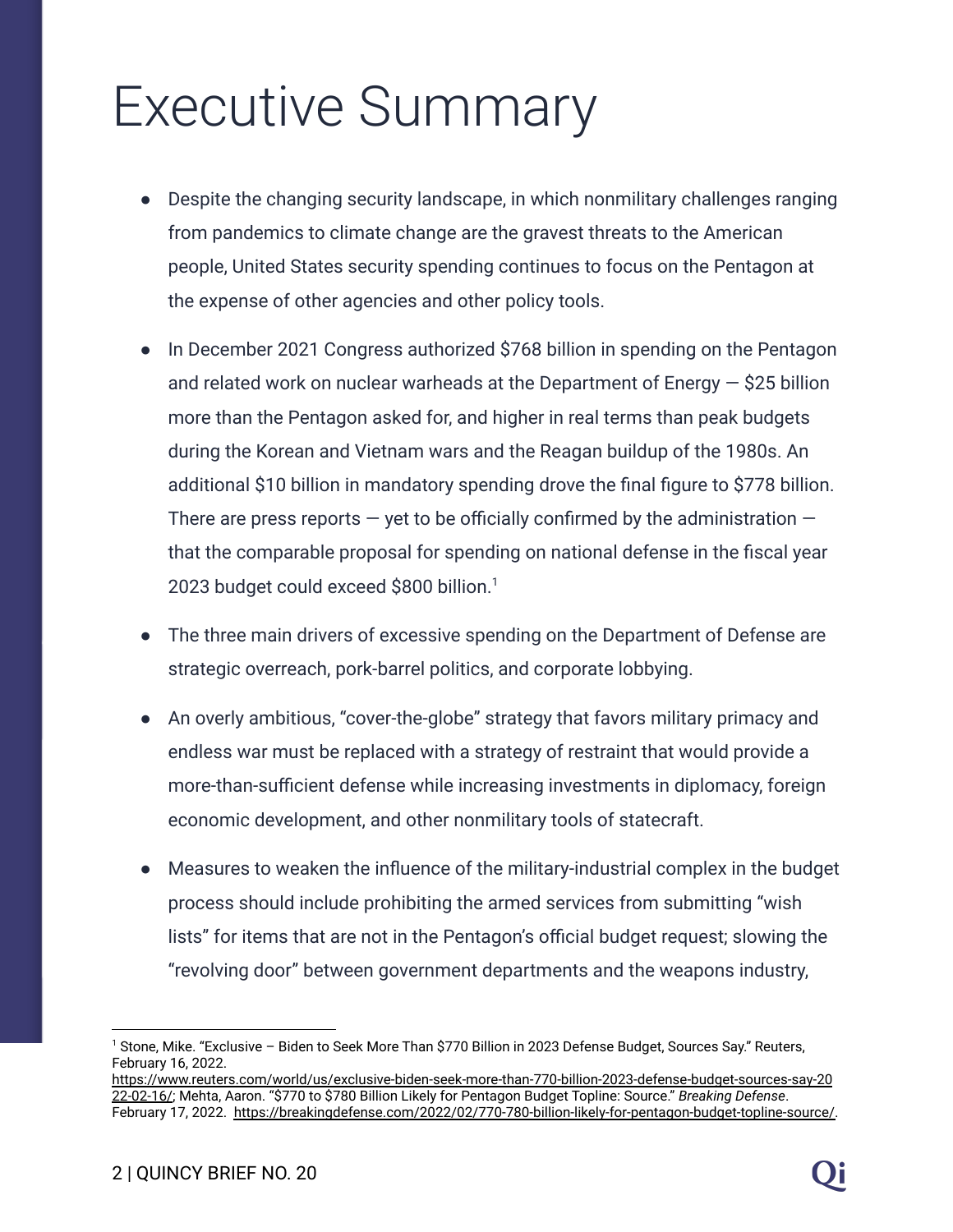# Executive Summary

- Despite the changing security landscape, in which nonmilitary challenges ranging from pandemics to climate change are the gravest threats to the American people, United States security spending continues to focus on the Pentagon at the expense of other agencies and other policy tools.
- In December 2021 Congress authorized $768 billion in spending on the Pentagon and related work on nuclear warheads at the Department of Energy — $25 billion more than the Pentagon asked for, and higher in real terms than peak budgets during the Korean and Vietnam wars and the Reagan buildup of the 1980s. An additional $10 billion in mandatory spending drove the final figure to $778 billion. There are press reports — yet to be officially confirmed by the administration — that the comparable proposal for spending on national defense in the fiscal year 2023 budget could exceed $800 billion.[1]
- The three main drivers of excessive spending on the Department of Defense are strategic overreach, pork-barrel politics, and corporate lobbying.
- An overly ambitious, "cover-the-globe" strategy that favors military primacy and endless war must be replaced with a strategy of restraint that would provide a more-than-sufficient defense while increasing investments in diplomacy, foreign economic development, and other nonmilitary tools of statecraft.
- Measures to weaken the influence of the military-industrial complex in the budget process should include prohibiting the armed services from submitting "wish lists" for items that are not in the Pentagon's official budget request; slowing the "revolving door" between government departments and the weapons industry,

---

[1] Stone, Mike. "Exclusive – Biden to Seek More Than $770 Billion in 2023 Defense Budget, Sources Say." Reuters, February 16, 2022. https://www.reuters.com/world/us/exclusive-biden-seek-more-than-770-billion-2023-defense-budget-sources-say-2022-02-16/; Mehta, Aaron. "$770 to $780 Billion Likely for Pentagon Budget Topline: Source." *Breaking Defense*. February 17, 2022. https://breakingdefense.com/2022/02/770-780-billion-likely-for-pentagon-budget-topline-source/.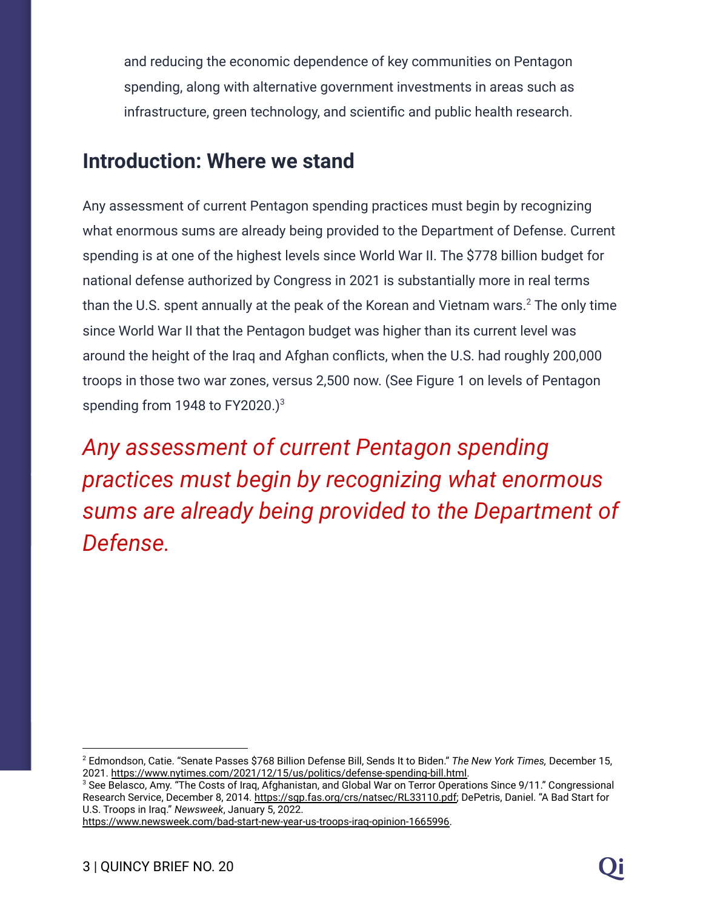and reducing the economic dependence of key communities on Pentagon spending, along with alternative government investments in areas such as infrastructure, green technology, and scientific and public health research.

## Introduction: Where we stand

Any assessment of current Pentagon spending practices must begin by recognizing what enormous sums are already being provided to the Department of Defense. Current spending is at one of the highest levels since World War II. The $778 billion budget for national defense authorized by Congress in 2021 is substantially more in real terms than the U.S. spent annually at the peak of the Korean and Vietnam wars.[2] The only time since World War II that the Pentagon budget was higher than its current level was around the height of the Iraq and Afghan conflicts, when the U.S. had roughly 200,000 troops in those two war zones, versus 2,500 now. (See Figure 1 on levels of Pentagon spending from 1948 to FY2020.)[3]

*Any assessment of current Pentagon spending practices must begin by recognizing what enormous sums are already being provided to the Department of Defense.*

---

[2] Edmondson, Catie. "Senate Passes $768 Billion Defense Bill, Sends It to Biden." *The New York Times,* December 15, 2021. https://www.nytimes.com/2021/12/15/us/politics/defense-spending-bill.html.

[3] See Belasco, Amy. "The Costs of Iraq, Afghanistan, and Global War on Terror Operations Since 9/11." Congressional Research Service, December 8, 2014. https://sgp.fas.org/crs/natsec/RL33110.pdf; DePetris, Daniel. "A Bad Start for U.S. Troops in Iraq." *Newsweek*, January 5, 2022. https://www.newsweek.com/bad-start-new-year-us-troops-iraq-opinion-1665996.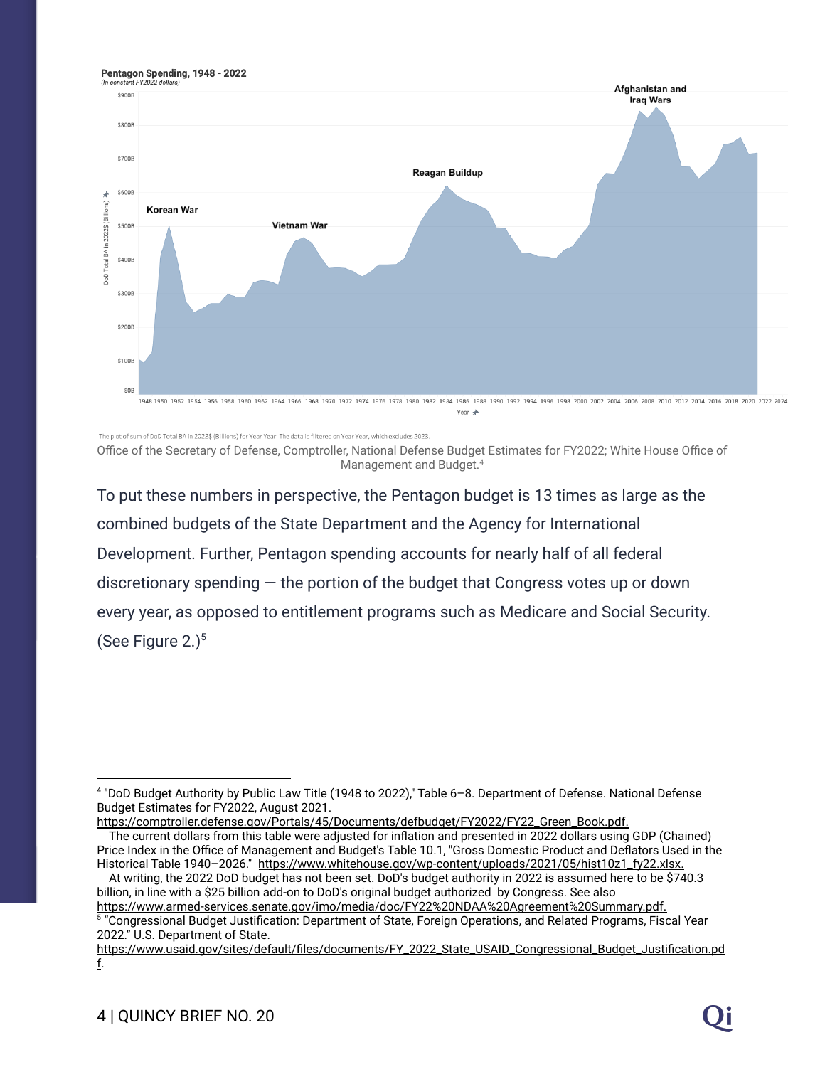**Pentagon Spending, 1948 - 2022**
*(In constant FY2022 dollars)*

The plot of sum of DoD Total BA in 2022$ (Billions) for Year Year. The data is filtered on Year Year, which excludes 2023.

Office of the Secretary of Defense, Comptroller, National Defense Budget Estimates for FY2022; White House Office of Management and Budget.[4]

To put these numbers in perspective, the Pentagon budget is 13 times as large as the combined budgets of the State Department and the Agency for International Development. Further, Pentagon spending accounts for nearly half of all federal discretionary spending — the portion of the budget that Congress votes up or down every year, as opposed to entitlement programs such as Medicare and Social Security. (See Figure 2.)[5]

---

[4] "DoD Budget Authority by Public Law Title (1948 to 2022)," Table 6–8. Department of Defense. National Defense Budget Estimates for FY2022, August 2021. https://comptroller.defense.gov/Portals/45/Documents/defbudget/FY2022/FY22_Green_Book.pdf.
The current dollars from this table were adjusted for inflation and presented in 2022 dollars using GDP (Chained) Price Index in the Office of Management and Budget's Table 10.1, "Gross Domestic Product and Deflators Used in the Historical Table 1940–2026." https://www.whitehouse.gov/wp-content/uploads/2021/05/hist10z1_fy22.xlsx.
At writing, the 2022 DoD budget has not been set. DoD's budget authority in 2022 is assumed here to be $740.3 billion, in line with a $25 billion add-on to DoD's original budget authorized by Congress. See also https://www.armed-services.senate.gov/imo/media/doc/FY22%20NDAA%20Agreement%20Summary.pdf.

[5] "Congressional Budget Justification: Department of State, Foreign Operations, and Related Programs, Fiscal Year 2022." U.S. Department of State. https://www.usaid.gov/sites/default/files/documents/FY_2022_State_USAID_Congressional_Budget_Justification.pdf.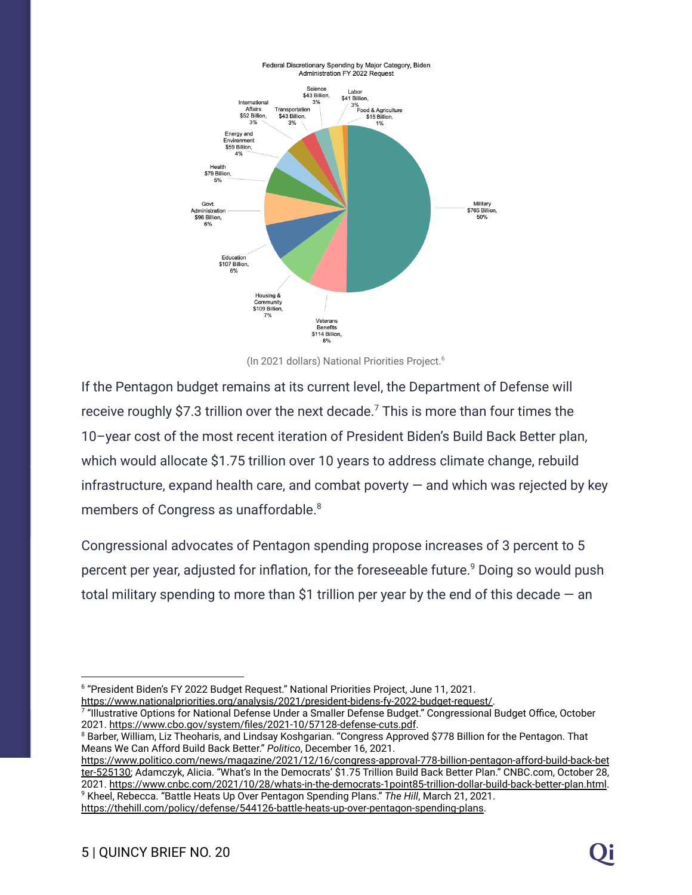Federal Discretionary Spending by Major Category, Biden Administration FY 2022 Request

| Category | Amount | Share |
| --- | --- | --- |
| Military | $765 Billion | 50% |
| Veterans Benefits | $114 Billion | 8% |
| Housing & Community | $109 Billion | 7% |
| Education | $107 Billion | 6% |
| Govt. Administration | $96 Billion | 6% |
| Health | $79 Billion | 5% |
| Energy and Environment | $59 Billion | 4% |
| International Affairs | $52 Billion | 3% |
| Transportation | $43 Billion | 3% |
| Science | $43 Billion | 3% |
| Labor | $41 Billion | 3% |
| Food & Agriculture | $15 Billion | 1% |

(In 2021 dollars) National Priorities Project.[6]

If the Pentagon budget remains at its current level, the Department of Defense will receive roughly $7.3 trillion over the next decade.[7] This is more than four times the 10–year cost of the most recent iteration of President Biden's Build Back Better plan, which would allocate $1.75 trillion over 10 years to address climate change, rebuild infrastructure, expand health care, and combat poverty — and which was rejected by key members of Congress as unaffordable.[8]

Congressional advocates of Pentagon spending propose increases of 3 percent to 5 percent per year, adjusted for inflation, for the foreseeable future.[9] Doing so would push total military spending to more than $1 trillion per year by the end of this decade — an

---

[6] "President Biden's FY 2022 Budget Request." National Priorities Project, June 11, 2021. https://www.nationalpriorities.org/analysis/2021/president-bidens-fy-2022-budget-request/.

[7] "Illustrative Options for National Defense Under a Smaller Defense Budget." Congressional Budget Office, October 2021. https://www.cbo.gov/system/files/2021-10/57128-defense-cuts.pdf.

[8] Barber, William, Liz Theoharis, and Lindsay Koshgarian. "Congress Approved $778 Billion for the Pentagon. That Means We Can Afford Build Back Better." *Politico*, December 16, 2021. https://www.politico.com/news/magazine/2021/12/16/congress-approval-778-billion-pentagon-afford-build-back-better-525130; Adamczyk, Alicia. "What's In the Democrats' $1.75 Trillion Build Back Better Plan." CNBC.com, October 28, 2021. https://www.cnbc.com/2021/10/28/whats-in-the-democrats-1point85-trillion-dollar-build-back-better-plan.html.

[9] Kheel, Rebecca. "Battle Heats Up Over Pentagon Spending Plans." *The Hill*, March 21, 2021. https://thehill.com/policy/defense/544126-battle-heats-up-over-pentagon-spending-plans.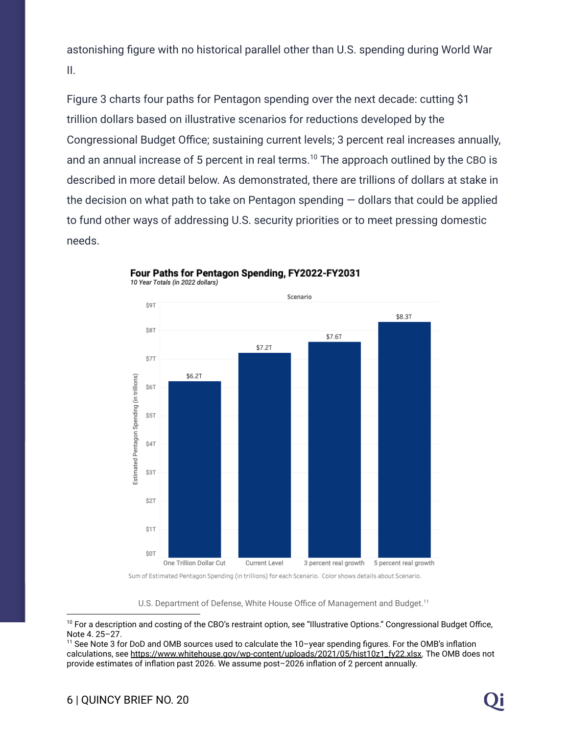astonishing figure with no historical parallel other than U.S. spending during World War II.

Figure 3 charts four paths for Pentagon spending over the next decade: cutting $1 trillion dollars based on illustrative scenarios for reductions developed by the Congressional Budget Office; sustaining current levels; 3 percent real increases annually, and an annual increase of 5 percent in real terms.[10] The approach outlined by the CBO is described in more detail below. As demonstrated, there are trillions of dollars at stake in the decision on what path to take on Pentagon spending — dollars that could be applied to fund other ways of addressing U.S. security priorities or to meet pressing domestic needs.

**Four Paths for Pentagon Spending, FY2022-FY2031**

*10 Year Totals (in 2022 dollars)*

| Scenario | Estimated Pentagon Spending (in trillions) |
|---|---|
| One Trillion Dollar Cut | $6.2T |
| Current Level | $7.2T |
| 3 percent real growth | $7.6T |
| 5 percent real growth | $8.3T |

Sum of Estimated Pentagon Spending (in trillions) for each Scenario. Color shows details about Scenario.

U.S. Department of Defense, White House Office of Management and Budget.[11]

---

[10] For a description and costing of the CBO's restraint option, see "Illustrative Options." Congressional Budget Office, Note 4. 25–27.

[11] See Note 3 for DoD and OMB sources used to calculate the 10–year spending figures. For the OMB's inflation calculations, see https://www.whitehouse.gov/wp-content/uploads/2021/05/hist10z1_fy22.xlsx. The OMB does not provide estimates of inflation past 2026. We assume post–2026 inflation of 2 percent annually.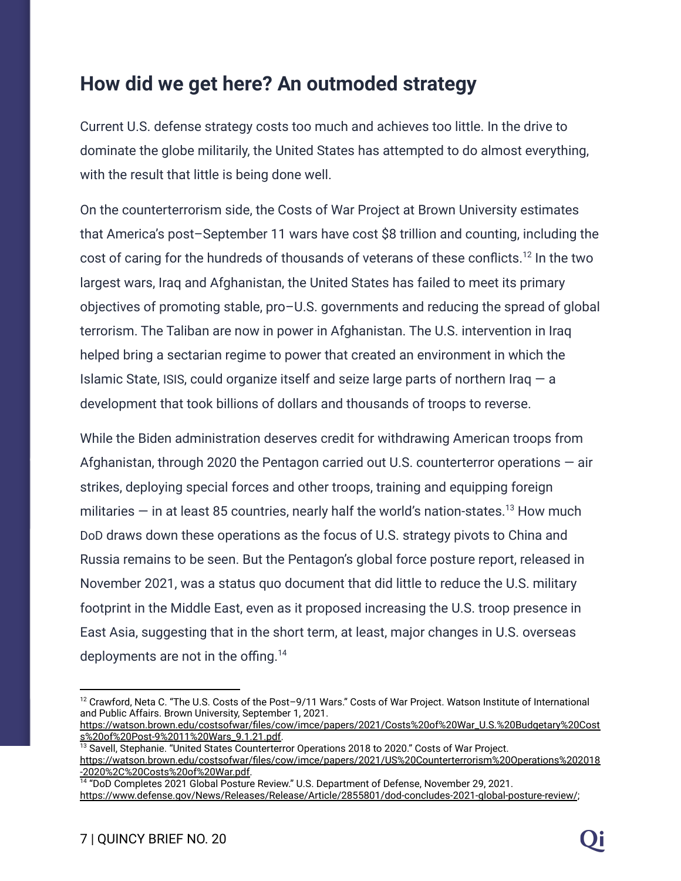## How did we get here? An outmoded strategy

Current U.S. defense strategy costs too much and achieves too little. In the drive to dominate the globe militarily, the United States has attempted to do almost everything, with the result that little is being done well.

On the counterterrorism side, the Costs of War Project at Brown University estimates that America's post–September 11 wars have cost $8 trillion and counting, including the cost of caring for the hundreds of thousands of veterans of these conflicts.[12] In the two largest wars, Iraq and Afghanistan, the United States has failed to meet its primary objectives of promoting stable, pro–U.S. governments and reducing the spread of global terrorism. The Taliban are now in power in Afghanistan. The U.S. intervention in Iraq helped bring a sectarian regime to power that created an environment in which the Islamic State, ISIS, could organize itself and seize large parts of northern Iraq — a development that took billions of dollars and thousands of troops to reverse.

While the Biden administration deserves credit for withdrawing American troops from Afghanistan, through 2020 the Pentagon carried out U.S. counterterror operations — air strikes, deploying special forces and other troops, training and equipping foreign militaries — in at least 85 countries, nearly half the world's nation-states.[13] How much DoD draws down these operations as the focus of U.S. strategy pivots to China and Russia remains to be seen. But the Pentagon's global force posture report, released in November 2021, was a status quo document that did little to reduce the U.S. military footprint in the Middle East, even as it proposed increasing the U.S. troop presence in East Asia, suggesting that in the short term, at least, major changes in U.S. overseas deployments are not in the offing.[14]

---

[12] Crawford, Neta C. "The U.S. Costs of the Post–9/11 Wars." Costs of War Project. Watson Institute of International and Public Affairs. Brown University, September 1, 2021. https://watson.brown.edu/costsofwar/files/cow/imce/papers/2021/Costs%20of%20War_U.S.%20Budgetary%20Costs%20of%20Post-9%2011%20Wars_9.1.21.pdf.

[13] Savell, Stephanie. "United States Counterterror Operations 2018 to 2020." Costs of War Project. https://watson.brown.edu/costsofwar/files/cow/imce/papers/2021/US%20Counterterrorism%20Operations%202018-2020%2C%20Costs%20of%20War.pdf.

[14] "DoD Completes 2021 Global Posture Review." U.S. Department of Defense, November 29, 2021. https://www.defense.gov/News/Releases/Release/Article/2855801/dod-concludes-2021-global-posture-review/;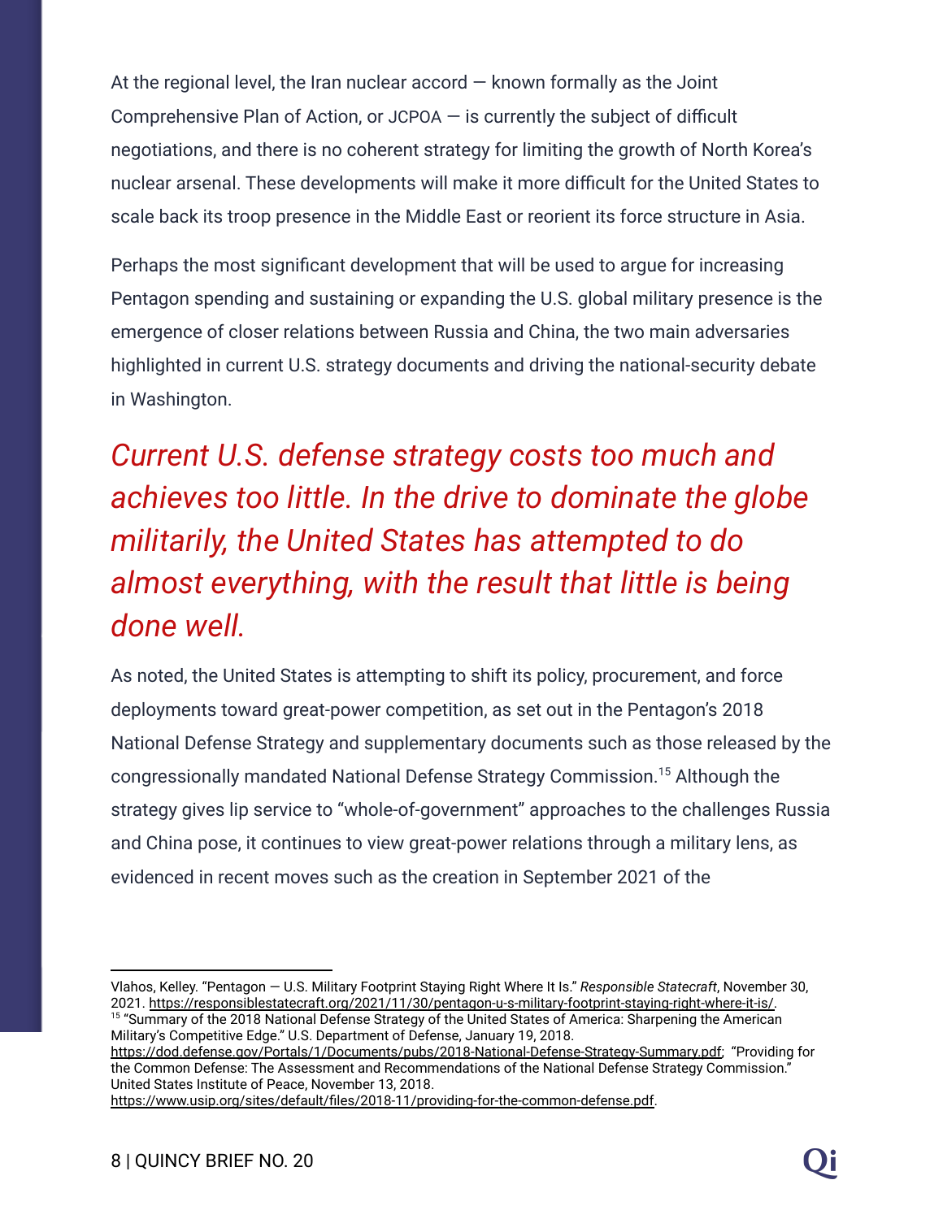At the regional level, the Iran nuclear accord — known formally as the Joint Comprehensive Plan of Action, or JCPOA — is currently the subject of difficult negotiations, and there is no coherent strategy for limiting the growth of North Korea's nuclear arsenal. These developments will make it more difficult for the United States to scale back its troop presence in the Middle East or reorient its force structure in Asia.

Perhaps the most significant development that will be used to argue for increasing Pentagon spending and sustaining or expanding the U.S. global military presence is the emergence of closer relations between Russia and China, the two main adversaries highlighted in current U.S. strategy documents and driving the national-security debate in Washington.

*Current U.S. defense strategy costs too much and achieves too little. In the drive to dominate the globe militarily, the United States has attempted to do almost everything, with the result that little is being done well.*

As noted, the United States is attempting to shift its policy, procurement, and force deployments toward great-power competition, as set out in the Pentagon's 2018 National Defense Strategy and supplementary documents such as those released by the congressionally mandated National Defense Strategy Commission.[15] Although the strategy gives lip service to "whole-of-government" approaches to the challenges Russia and China pose, it continues to view great-power relations through a military lens, as evidenced in recent moves such as the creation in September 2021 of the

---

Vlahos, Kelley. "Pentagon — U.S. Military Footprint Staying Right Where It Is." *Responsible Statecraft*, November 30, 2021. https://responsiblestatecraft.org/2021/11/30/pentagon-u-s-military-footprint-staying-right-where-it-is/.

[15] "Summary of the 2018 National Defense Strategy of the United States of America: Sharpening the American Military's Competitive Edge." U.S. Department of Defense, January 19, 2018. https://dod.defense.gov/Portals/1/Documents/pubs/2018-National-Defense-Strategy-Summary.pdf; "Providing for the Common Defense: The Assessment and Recommendations of the National Defense Strategy Commission." United States Institute of Peace, November 13, 2018. https://www.usip.org/sites/default/files/2018-11/providing-for-the-common-defense.pdf.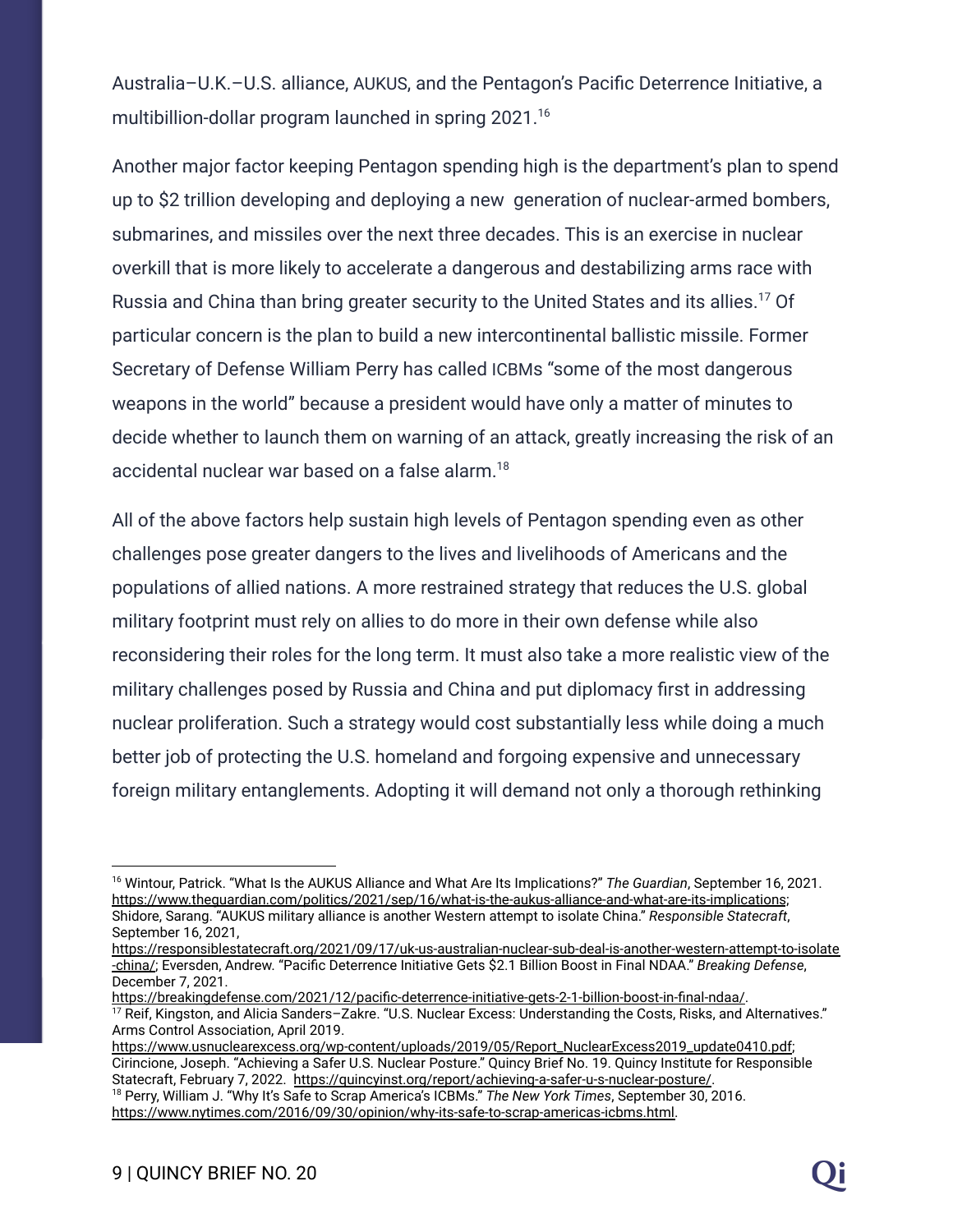Australia–U.K.–U.S. alliance, AUKUS, and the Pentagon's Pacific Deterrence Initiative, a multibillion-dollar program launched in spring 2021.[16]

Another major factor keeping Pentagon spending high is the department's plan to spend up to $2 trillion developing and deploying a new generation of nuclear-armed bombers, submarines, and missiles over the next three decades. This is an exercise in nuclear overkill that is more likely to accelerate a dangerous and destabilizing arms race with Russia and China than bring greater security to the United States and its allies.[17] Of particular concern is the plan to build a new intercontinental ballistic missile. Former Secretary of Defense William Perry has called ICBMs "some of the most dangerous weapons in the world" because a president would have only a matter of minutes to decide whether to launch them on warning of an attack, greatly increasing the risk of an accidental nuclear war based on a false alarm.[18]

All of the above factors help sustain high levels of Pentagon spending even as other challenges pose greater dangers to the lives and livelihoods of Americans and the populations of allied nations. A more restrained strategy that reduces the U.S. global military footprint must rely on allies to do more in their own defense while also reconsidering their roles for the long term. It must also take a more realistic view of the military challenges posed by Russia and China and put diplomacy first in addressing nuclear proliferation. Such a strategy would cost substantially less while doing a much better job of protecting the U.S. homeland and forgoing expensive and unnecessary foreign military entanglements. Adopting it will demand not only a thorough rethinking

---

[16] Wintour, Patrick. "What Is the AUKUS Alliance and What Are Its Implications?" *The Guardian*, September 16, 2021. https://www.theguardian.com/politics/2021/sep/16/what-is-the-aukus-alliance-and-what-are-its-implications; Shidore, Sarang. "AUKUS military alliance is another Western attempt to isolate China." *Responsible Statecraft*, September 16, 2021, https://responsiblestatecraft.org/2021/09/17/uk-us-australian-nuclear-sub-deal-is-another-western-attempt-to-isolate-china/; Eversden, Andrew. "Pacific Deterrence Initiative Gets $2.1 Billion Boost in Final NDAA." *Breaking Defense*, December 7, 2021. https://breakingdefense.com/2021/12/pacific-deterrence-initiative-gets-2-1-billion-boost-in-final-ndaa/.

[17] Reif, Kingston, and Alicia Sanders–Zakre. "U.S. Nuclear Excess: Understanding the Costs, Risks, and Alternatives." Arms Control Association, April 2019. https://www.usnuclearexcess.org/wp-content/uploads/2019/05/Report_NuclearExcess2019_update0410.pdf; Cirincione, Joseph. "Achieving a Safer U.S. Nuclear Posture." Quincy Brief No. 19. Quincy Institute for Responsible Statecraft, February 7, 2022. https://quincyinst.org/report/achieving-a-safer-u-s-nuclear-posture/.

[18] Perry, William J. "Why It's Safe to Scrap America's ICBMs." *The New York Times*, September 30, 2016. https://www.nytimes.com/2016/09/30/opinion/why-its-safe-to-scrap-americas-icbms.html.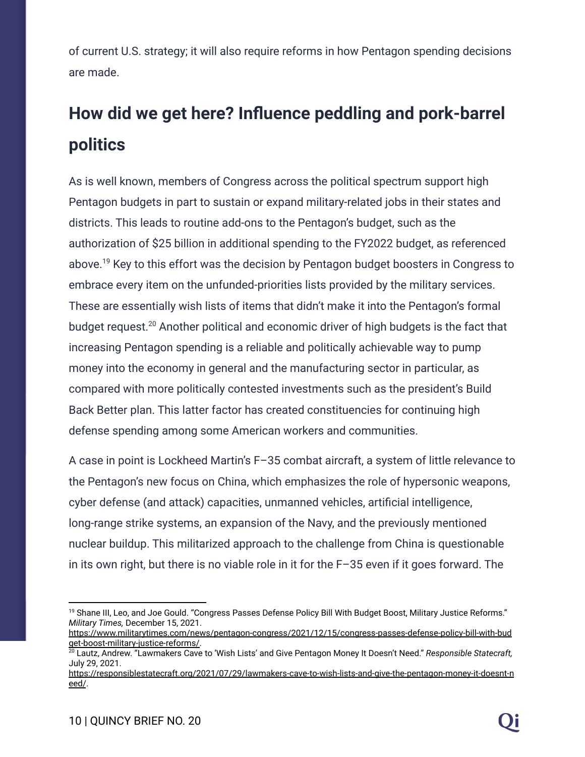of current U.S. strategy; it will also require reforms in how Pentagon spending decisions are made.

## How did we get here? Influence peddling and pork-barrel politics

As is well known, members of Congress across the political spectrum support high Pentagon budgets in part to sustain or expand military-related jobs in their states and districts. This leads to routine add-ons to the Pentagon's budget, such as the authorization of $25 billion in additional spending to the FY2022 budget, as referenced above.[19] Key to this effort was the decision by Pentagon budget boosters in Congress to embrace every item on the unfunded-priorities lists provided by the military services. These are essentially wish lists of items that didn't make it into the Pentagon's formal budget request.[20] Another political and economic driver of high budgets is the fact that increasing Pentagon spending is a reliable and politically achievable way to pump money into the economy in general and the manufacturing sector in particular, as compared with more politically contested investments such as the president's Build Back Better plan. This latter factor has created constituencies for continuing high defense spending among some American workers and communities.

A case in point is Lockheed Martin's F–35 combat aircraft, a system of little relevance to the Pentagon's new focus on China, which emphasizes the role of hypersonic weapons, cyber defense (and attack) capacities, unmanned vehicles, artificial intelligence, long-range strike systems, an expansion of the Navy, and the previously mentioned nuclear buildup. This militarized approach to the challenge from China is questionable in its own right, but there is no viable role in it for the F–35 even if it goes forward. The

---

[19] Shane III, Leo, and Joe Gould. "Congress Passes Defense Policy Bill With Budget Boost, Military Justice Reforms." *Military Times,* December 15, 2021. https://www.militarytimes.com/news/pentagon-congress/2021/12/15/congress-passes-defense-policy-bill-with-budget-boost-military-justice-reforms/.

[20] Lautz, Andrew. "Lawmakers Cave to 'Wish Lists' and Give Pentagon Money It Doesn't Need." *Responsible Statecraft,* July 29, 2021. https://responsiblestatecraft.org/2021/07/29/lawmakers-cave-to-wish-lists-and-give-the-pentagon-money-it-doesnt-need/.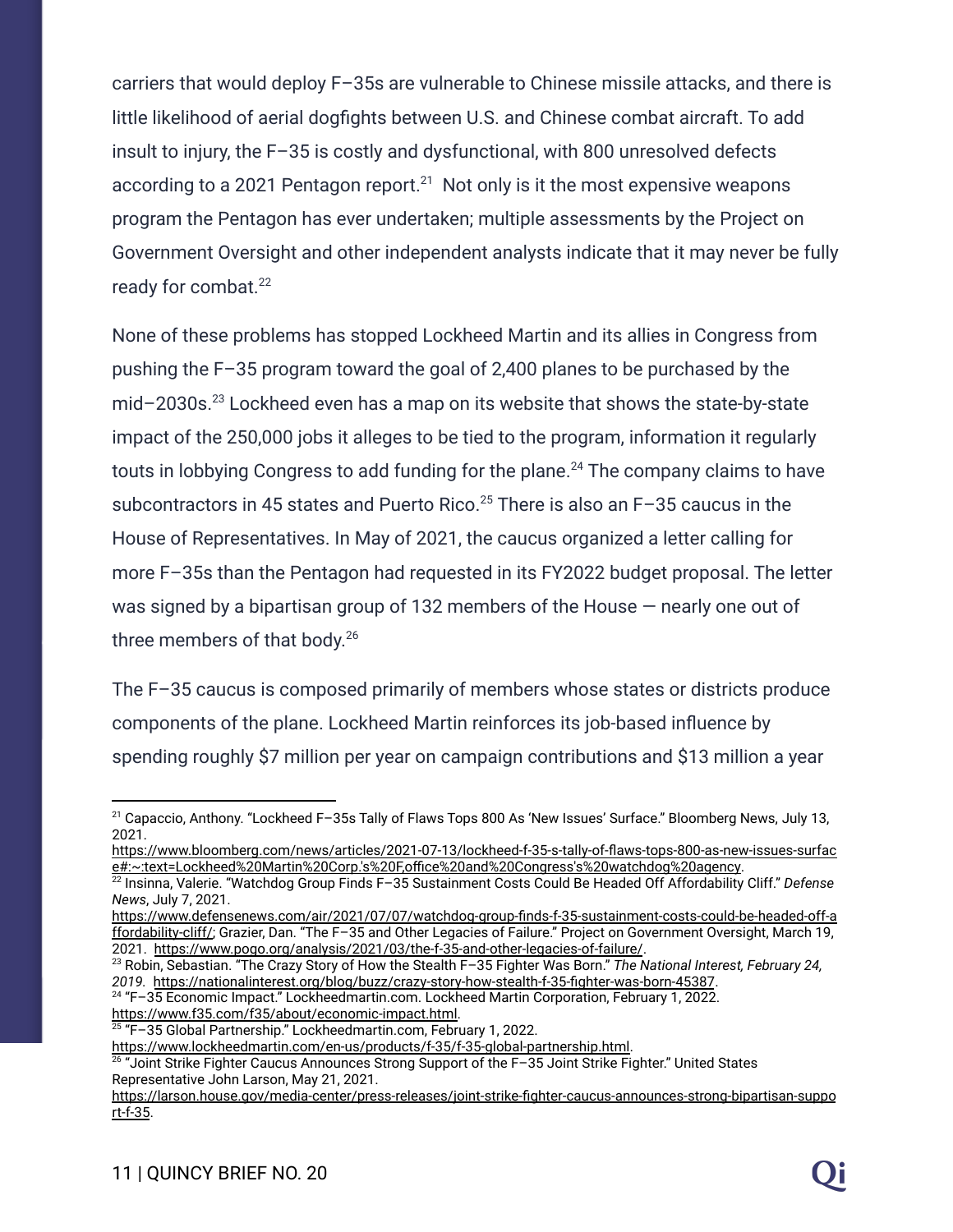carriers that would deploy F–35s are vulnerable to Chinese missile attacks, and there is little likelihood of aerial dogfights between U.S. and Chinese combat aircraft. To add insult to injury, the F–35 is costly and dysfunctional, with 800 unresolved defects according to a 2021 Pentagon report.[21] Not only is it the most expensive weapons program the Pentagon has ever undertaken; multiple assessments by the Project on Government Oversight and other independent analysts indicate that it may never be fully ready for combat.[22]

None of these problems has stopped Lockheed Martin and its allies in Congress from pushing the F–35 program toward the goal of 2,400 planes to be purchased by the mid–2030s.[23] Lockheed even has a map on its website that shows the state-by-state impact of the 250,000 jobs it alleges to be tied to the program, information it regularly touts in lobbying Congress to add funding for the plane.[24] The company claims to have subcontractors in 45 states and Puerto Rico.[25] There is also an F–35 caucus in the House of Representatives. In May of 2021, the caucus organized a letter calling for more F–35s than the Pentagon had requested in its FY2022 budget proposal. The letter was signed by a bipartisan group of 132 members of the House — nearly one out of three members of that body.[26]

The F–35 caucus is composed primarily of members whose states or districts produce components of the plane. Lockheed Martin reinforces its job-based influence by spending roughly $7 million per year on campaign contributions and $13 million a year

---

[21] Capaccio, Anthony. "Lockheed F–35s Tally of Flaws Tops 800 As 'New Issues' Surface." Bloomberg News, July 13, 2021. https://www.bloomberg.com/news/articles/2021-07-13/lockheed-f-35-s-tally-of-flaws-tops-800-as-new-issues-surface#:~:text=Lockheed%20Martin%20Corp.'s%20F,office%20and%20Congress's%20watchdog%20agency.

[22] Insinna, Valerie. "Watchdog Group Finds F–35 Sustainment Costs Could Be Headed Off Affordability Cliff." *Defense News*, July 7, 2021. https://www.defensenews.com/air/2021/07/07/watchdog-group-finds-f-35-sustainment-costs-could-be-headed-off-affordability-cliff/; Grazier, Dan. "The F–35 and Other Legacies of Failure." Project on Government Oversight, March 19, 2021. https://www.pogo.org/analysis/2021/03/the-f-35-and-other-legacies-of-failure/.

[23] Robin, Sebastian. "The Crazy Story of How the Stealth F–35 Fighter Was Born." *The National Interest, February 24, 2019.* https://nationalinterest.org/blog/buzz/crazy-story-how-stealth-f-35-fighter-was-born-45387.

[24] "F–35 Economic Impact." Lockheedmartin.com. Lockheed Martin Corporation, February 1, 2022. https://www.f35.com/f35/about/economic-impact.html.

[25] "F–35 Global Partnership." Lockheedmartin.com, February 1, 2022. https://www.lockheedmartin.com/en-us/products/f-35/f-35-global-partnership.html.

[26] "Joint Strike Fighter Caucus Announces Strong Support of the F–35 Joint Strike Fighter." United States Representative John Larson, May 21, 2021. https://larson.house.gov/media-center/press-releases/joint-strike-fighter-caucus-announces-strong-bipartisan-support-f-35.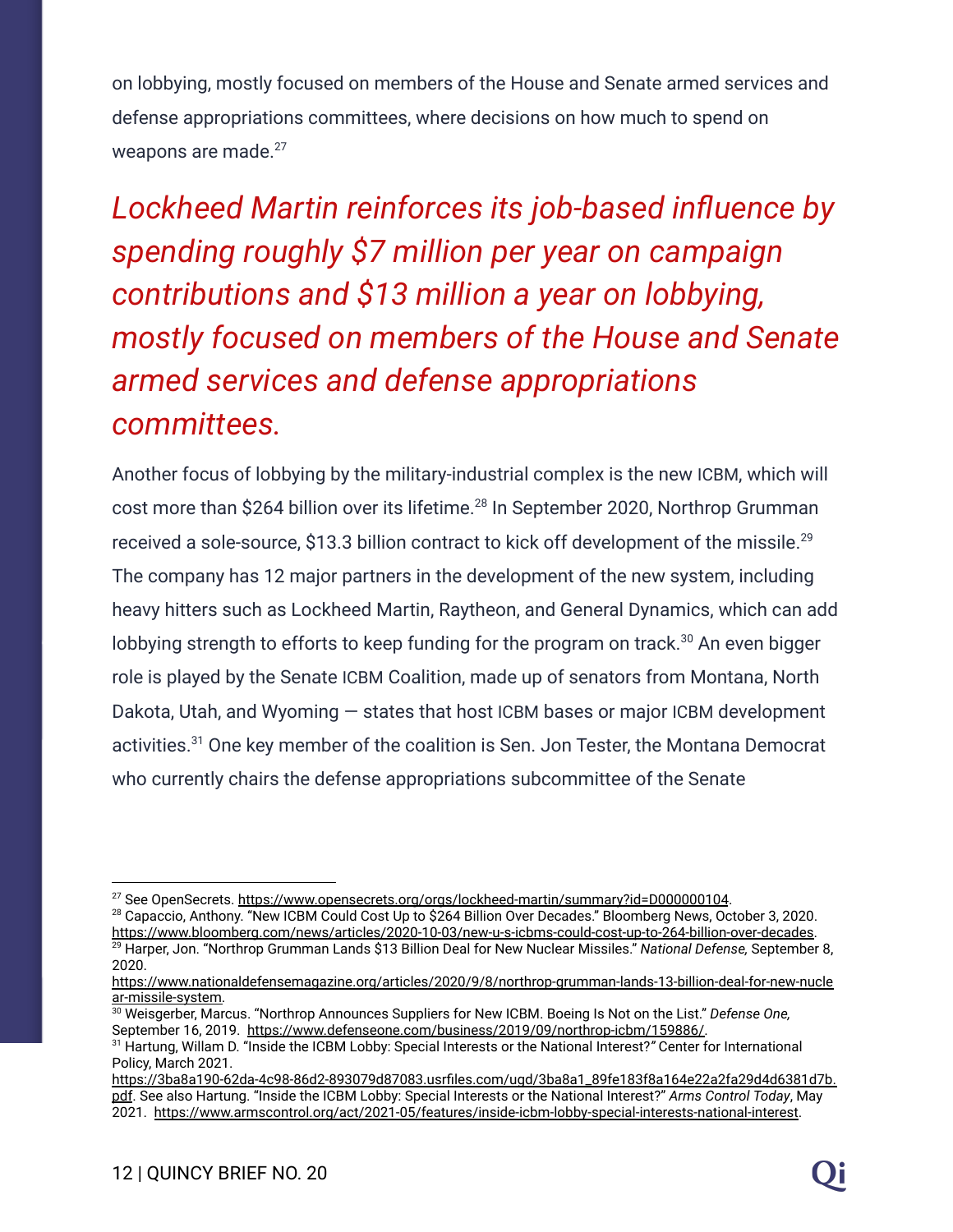on lobbying, mostly focused on members of the House and Senate armed services and defense appropriations committees, where decisions on how much to spend on weapons are made.[27]

> *Lockheed Martin reinforces its job-based influence by spending roughly $7 million per year on campaign contributions and $13 million a year on lobbying, mostly focused on members of the House and Senate armed services and defense appropriations committees.*

Another focus of lobbying by the military-industrial complex is the new ICBM, which will cost more than $264 billion over its lifetime.[28] In September 2020, Northrop Grumman received a sole-source, $13.3 billion contract to kick off development of the missile.[29] The company has 12 major partners in the development of the new system, including heavy hitters such as Lockheed Martin, Raytheon, and General Dynamics, which can add lobbying strength to efforts to keep funding for the program on track.[30] An even bigger role is played by the Senate ICBM Coalition, made up of senators from Montana, North Dakota, Utah, and Wyoming — states that host ICBM bases or major ICBM development activities.[31] One key member of the coalition is Sen. Jon Tester, the Montana Democrat who currently chairs the defense appropriations subcommittee of the Senate

---

[27] See OpenSecrets. https://www.opensecrets.org/orgs/lockheed-martin/summary?id=D000000104.

[28] Capaccio, Anthony. "New ICBM Could Cost Up to $264 Billion Over Decades." Bloomberg News, October 3, 2020. https://www.bloomberg.com/news/articles/2020-10-03/new-u-s-icbms-could-cost-up-to-264-billion-over-decades.

[29] Harper, Jon. "Northrop Grumman Lands $13 Billion Deal for New Nuclear Missiles." *National Defense,* September 8, 2020. https://www.nationaldefensemagazine.org/articles/2020/9/8/northrop-grumman-lands-13-billion-deal-for-new-nuclear-missile-system.

[30] Weisgerber, Marcus. "Northrop Announces Suppliers for New ICBM. Boeing Is Not on the List." *Defense One,* September 16, 2019. https://www.defenseone.com/business/2019/09/northrop-icbm/159886/.

[31] Hartung, Willam D. "Inside the ICBM Lobby: Special Interests or the National Interest?" Center for International Policy, March 2021. https://3ba8a190-62da-4c98-86d2-893079d87083.usrfiles.com/ugd/3ba8a1_89fe183f8a164e22a2fa29d4d6381d7b.pdf. See also Hartung. "Inside the ICBM Lobby: Special Interests or the National Interest?" *Arms Control Today*, May 2021. https://www.armscontrol.org/act/2021-05/features/inside-icbm-lobby-special-interests-national-interest.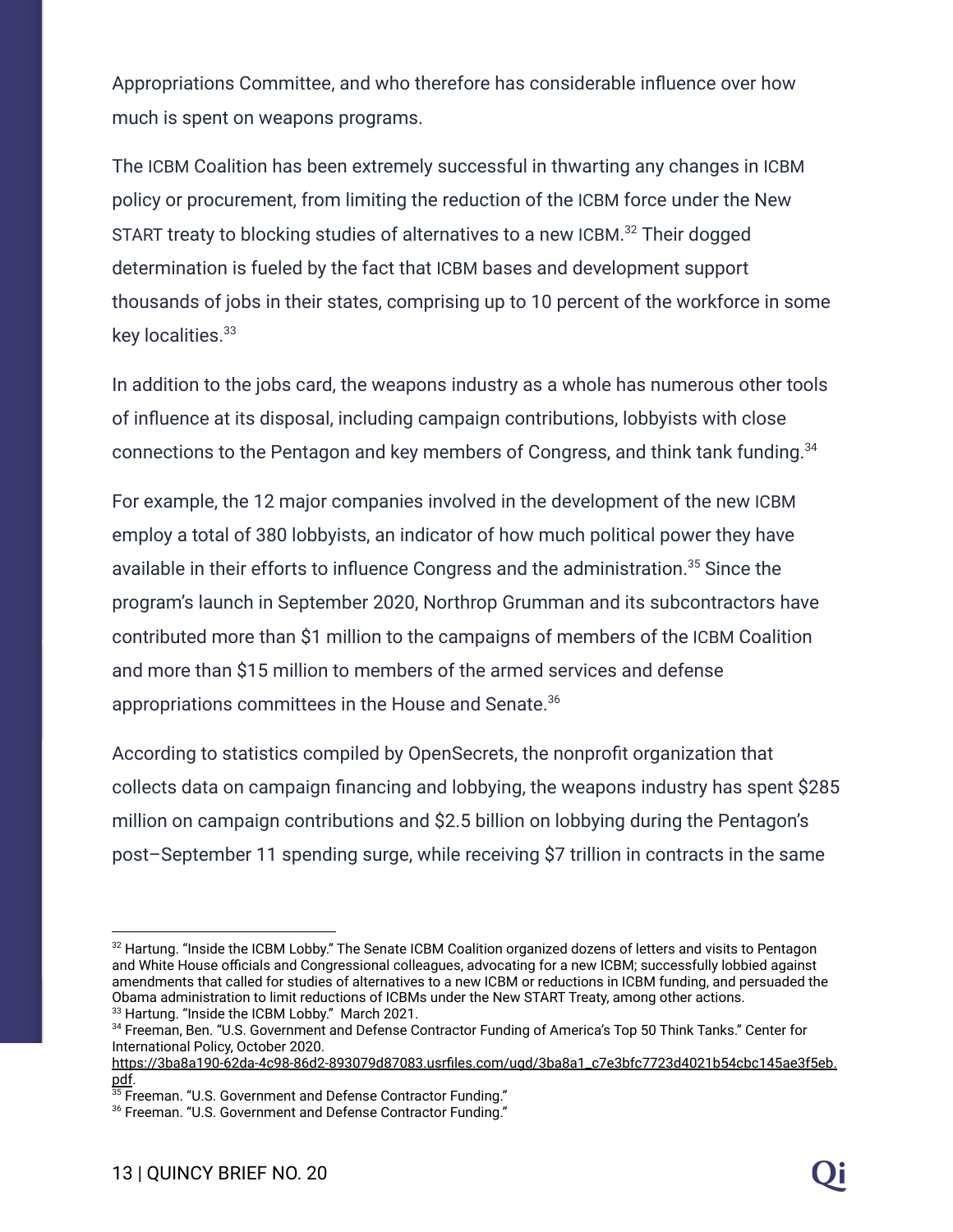Appropriations Committee, and who therefore has considerable influence over how much is spent on weapons programs.

The ICBM Coalition has been extremely successful in thwarting any changes in ICBM policy or procurement, from limiting the reduction of the ICBM force under the New START treaty to blocking studies of alternatives to a new ICBM.[32] Their dogged determination is fueled by the fact that ICBM bases and development support thousands of jobs in their states, comprising up to 10 percent of the workforce in some key localities.[33]

In addition to the jobs card, the weapons industry as a whole has numerous other tools of influence at its disposal, including campaign contributions, lobbyists with close connections to the Pentagon and key members of Congress, and think tank funding.[34]

For example, the 12 major companies involved in the development of the new ICBM employ a total of 380 lobbyists, an indicator of how much political power they have available in their efforts to influence Congress and the administration.[35] Since the program's launch in September 2020, Northrop Grumman and its subcontractors have contributed more than $1 million to the campaigns of members of the ICBM Coalition and more than $15 million to members of the armed services and defense appropriations committees in the House and Senate.[36]

According to statistics compiled by OpenSecrets, the nonprofit organization that collects data on campaign financing and lobbying, the weapons industry has spent $285 million on campaign contributions and $2.5 billion on lobbying during the Pentagon's post–September 11 spending surge, while receiving $7 trillion in contracts in the same

---

[32] Hartung. "Inside the ICBM Lobby." The Senate ICBM Coalition organized dozens of letters and visits to Pentagon and White House officials and Congressional colleagues, advocating for a new ICBM; successfully lobbied against amendments that called for studies of alternatives to a new ICBM or reductions in ICBM funding, and persuaded the Obama administration to limit reductions of ICBMs under the New START Treaty, among other actions.

[33] Hartung. "Inside the ICBM Lobby." March 2021.

[34] Freeman, Ben. "U.S. Government and Defense Contractor Funding of America's Top 50 Think Tanks." Center for International Policy, October 2020. https://3ba8a190-62da-4c98-86d2-893079d87083.usrfiles.com/ugd/3ba8a1_c7e3bfc7723d4021b54cbc145ae3f5eb.pdf.

[35] Freeman. "U.S. Government and Defense Contractor Funding."

[36] Freeman. "U.S. Government and Defense Contractor Funding."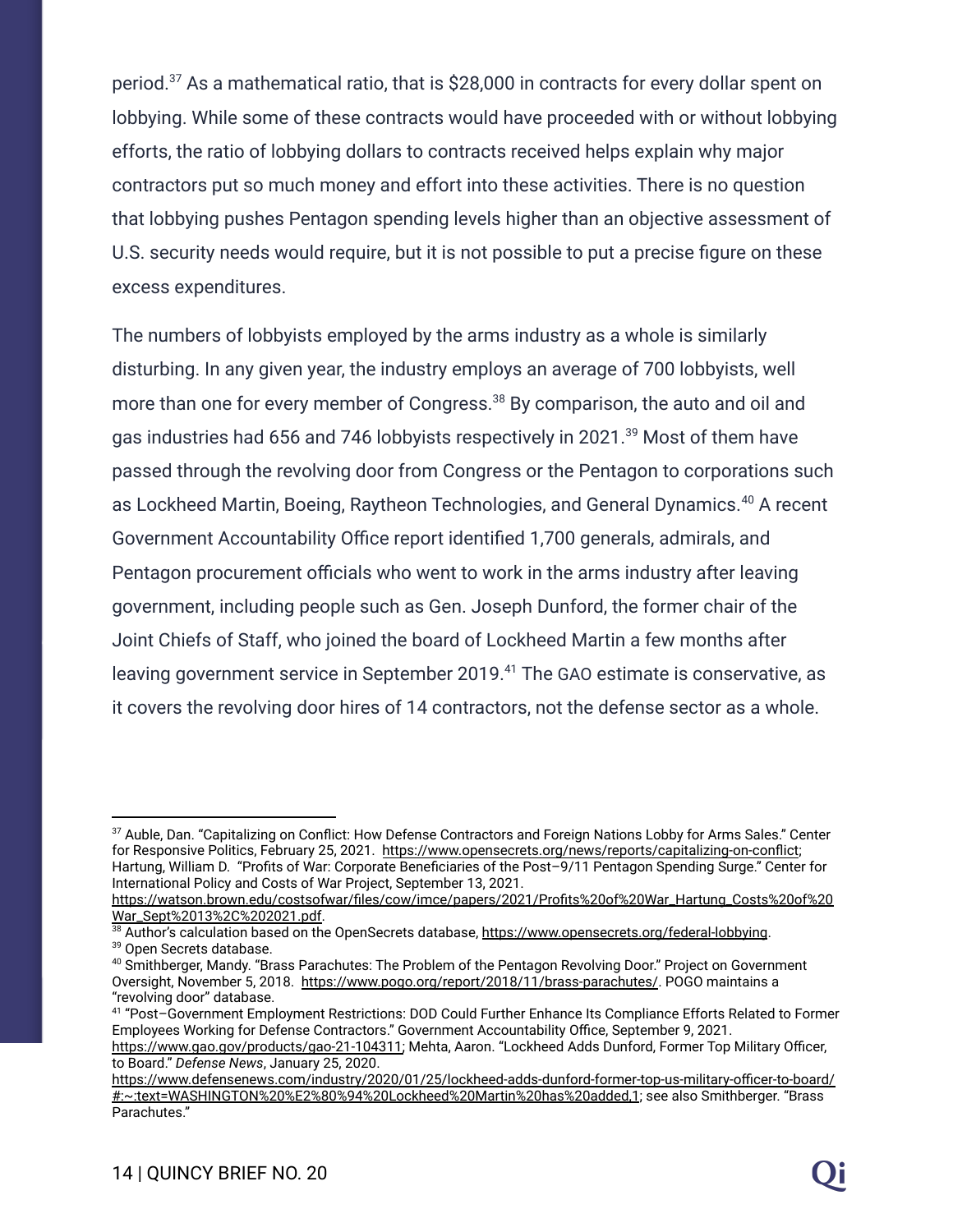period.[37] As a mathematical ratio, that is $28,000 in contracts for every dollar spent on lobbying. While some of these contracts would have proceeded with or without lobbying efforts, the ratio of lobbying dollars to contracts received helps explain why major contractors put so much money and effort into these activities. There is no question that lobbying pushes Pentagon spending levels higher than an objective assessment of U.S. security needs would require, but it is not possible to put a precise figure on these excess expenditures.

The numbers of lobbyists employed by the arms industry as a whole is similarly disturbing. In any given year, the industry employs an average of 700 lobbyists, well more than one for every member of Congress.[38] By comparison, the auto and oil and gas industries had 656 and 746 lobbyists respectively in 2021.[39] Most of them have passed through the revolving door from Congress or the Pentagon to corporations such as Lockheed Martin, Boeing, Raytheon Technologies, and General Dynamics.[40] A recent Government Accountability Office report identified 1,700 generals, admirals, and Pentagon procurement officials who went to work in the arms industry after leaving government, including people such as Gen. Joseph Dunford, the former chair of the Joint Chiefs of Staff, who joined the board of Lockheed Martin a few months after leaving government service in September 2019.[41] The GAO estimate is conservative, as it covers the revolving door hires of 14 contractors, not the defense sector as a whole.

---

[37] Auble, Dan. "Capitalizing on Conflict: How Defense Contractors and Foreign Nations Lobby for Arms Sales." Center for Responsive Politics, February 25, 2021. https://www.opensecrets.org/news/reports/capitalizing-on-conflict; Hartung, William D. "Profits of War: Corporate Beneficiaries of the Post–9/11 Pentagon Spending Surge." Center for International Policy and Costs of War Project, September 13, 2021. https://watson.brown.edu/costsofwar/files/cow/imce/papers/2021/Profits%20of%20War_Hartung_Costs%20of%20War_Sept%2013%2C%202021.pdf.

[38] Author's calculation based on the OpenSecrets database, https://www.opensecrets.org/federal-lobbying.

[39] Open Secrets database.

[40] Smithberger, Mandy. "Brass Parachutes: The Problem of the Pentagon Revolving Door." Project on Government Oversight, November 5, 2018. https://www.pogo.org/report/2018/11/brass-parachutes/. POGO maintains a "revolving door" database.

[41] "Post–Government Employment Restrictions: DOD Could Further Enhance Its Compliance Efforts Related to Former Employees Working for Defense Contractors." Government Accountability Office, September 9, 2021. https://www.gao.gov/products/gao-21-104311; Mehta, Aaron. "Lockheed Adds Dunford, Former Top Military Officer, to Board." *Defense News*, January 25, 2020. https://www.defensenews.com/industry/2020/01/25/lockheed-adds-dunford-former-top-us-military-officer-to-board/#:~:text=WASHINGTON%20%E2%80%94%20Lockheed%20Martin%20has%20added,1; see also Smithberger. "Brass Parachutes."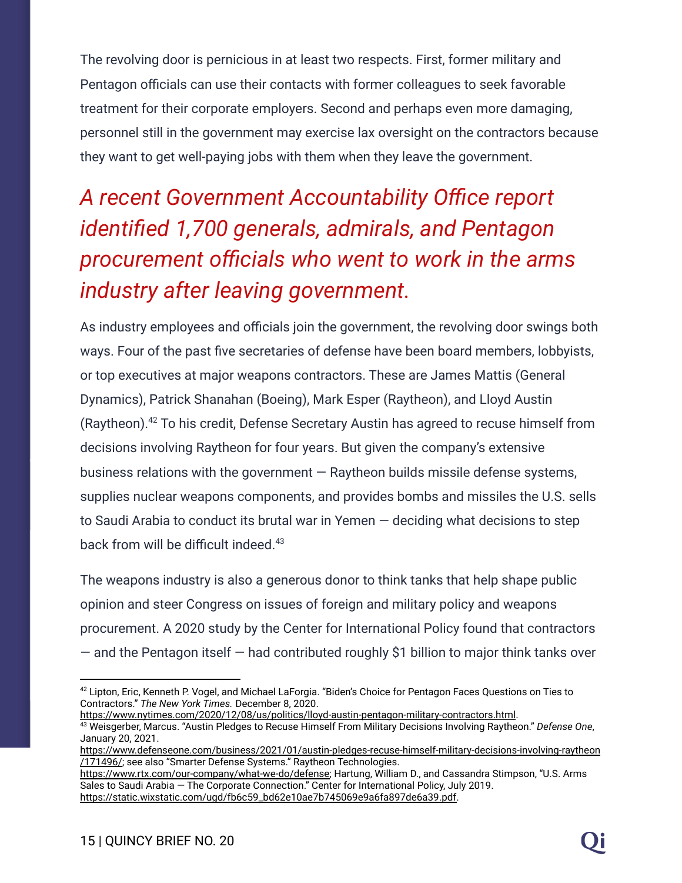The revolving door is pernicious in at least two respects. First, former military and Pentagon officials can use their contacts with former colleagues to seek favorable treatment for their corporate employers. Second and perhaps even more damaging, personnel still in the government may exercise lax oversight on the contractors because they want to get well-paying jobs with them when they leave the government.

*A recent Government Accountability Office report identified 1,700 generals, admirals, and Pentagon procurement officials who went to work in the arms industry after leaving government.*

As industry employees and officials join the government, the revolving door swings both ways. Four of the past five secretaries of defense have been board members, lobbyists, or top executives at major weapons contractors. These are James Mattis (General Dynamics), Patrick Shanahan (Boeing), Mark Esper (Raytheon), and Lloyd Austin (Raytheon).[42] To his credit, Defense Secretary Austin has agreed to recuse himself from decisions involving Raytheon for four years. But given the company's extensive business relations with the government — Raytheon builds missile defense systems, supplies nuclear weapons components, and provides bombs and missiles the U.S. sells to Saudi Arabia to conduct its brutal war in Yemen — deciding what decisions to step back from will be difficult indeed.[43]

The weapons industry is also a generous donor to think tanks that help shape public opinion and steer Congress on issues of foreign and military policy and weapons procurement. A 2020 study by the Center for International Policy found that contractors — and the Pentagon itself — had contributed roughly $1 billion to major think tanks over

---

[42] Lipton, Eric, Kenneth P. Vogel, and Michael LaForgia. "Biden's Choice for Pentagon Faces Questions on Ties to Contractors." *The New York Times.* December 8, 2020. https://www.nytimes.com/2020/12/08/us/politics/lloyd-austin-pentagon-military-contractors.html.

[43] Weisgerber, Marcus. "Austin Pledges to Recuse Himself From Military Decisions Involving Raytheon." *Defense One*, January 20, 2021. https://www.defenseone.com/business/2021/01/austin-pledges-recuse-himself-military-decisions-involving-raytheon/171496/; see also "Smarter Defense Systems." Raytheon Technologies. https://www.rtx.com/our-company/what-we-do/defense; Hartung, William D., and Cassandra Stimpson, "U.S. Arms Sales to Saudi Arabia — The Corporate Connection." Center for International Policy, July 2019. https://static.wixstatic.com/ugd/fb6c59_bd62e10ae7b745069e9a6fa897de6a39.pdf.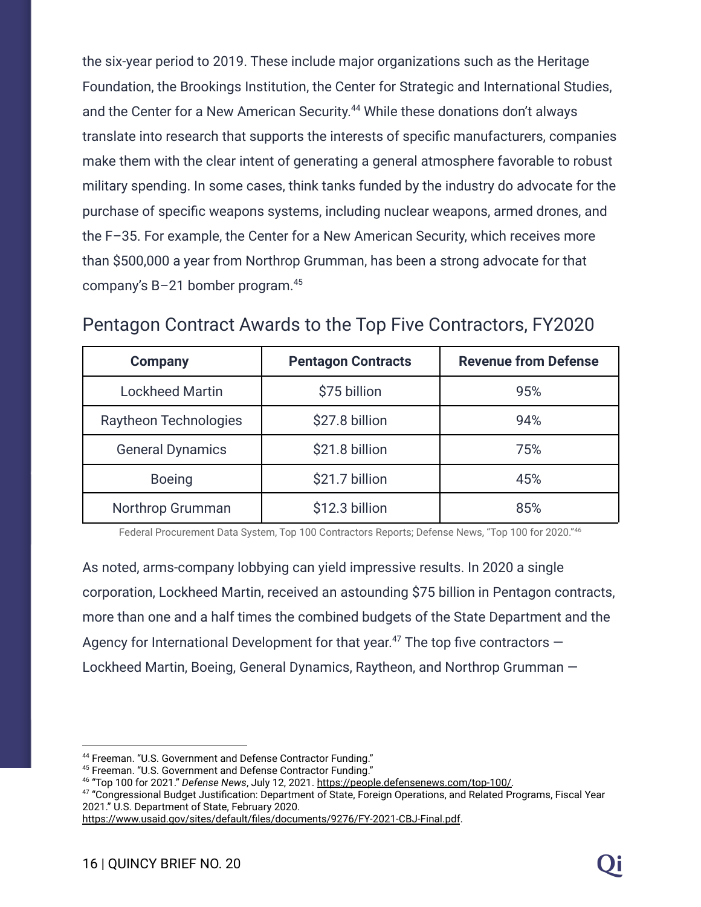the six-year period to 2019. These include major organizations such as the Heritage Foundation, the Brookings Institution, the Center for Strategic and International Studies, and the Center for a New American Security.[44] While these donations don't always translate into research that supports the interests of specific manufacturers, companies make them with the clear intent of generating a general atmosphere favorable to robust military spending. In some cases, think tanks funded by the industry do advocate for the purchase of specific weapons systems, including nuclear weapons, armed drones, and the F–35. For example, the Center for a New American Security, which receives more than $500,000 a year from Northrop Grumman, has been a strong advocate for that company's B–21 bomber program.[45]

## Pentagon Contract Awards to the Top Five Contractors, FY2020

| Company | Pentagon Contracts | Revenue from Defense |
| --- | --- | --- |
| Lockheed Martin | $75 billion | 95% |
| Raytheon Technologies | $27.8 billion | 94% |
| General Dynamics | $21.8 billion | 75% |
| Boeing | $21.7 billion | 45% |
| Northrop Grumman | $12.3 billion | 85% |

Federal Procurement Data System, Top 100 Contractors Reports; Defense News, "Top 100 for 2020."[46]

As noted, arms-company lobbying can yield impressive results. In 2020 a single corporation, Lockheed Martin, received an astounding $75 billion in Pentagon contracts, more than one and a half times the combined budgets of the State Department and the Agency for International Development for that year.[47] The top five contractors — Lockheed Martin, Boeing, General Dynamics, Raytheon, and Northrop Grumman —

---

[44] Freeman. "U.S. Government and Defense Contractor Funding."

[45] Freeman. "U.S. Government and Defense Contractor Funding."

[46] "Top 100 for 2021." *Defense News*, July 12, 2021. https://people.defensenews.com/top-100/.

[47] "Congressional Budget Justification: Department of State, Foreign Operations, and Related Programs, Fiscal Year 2021." U.S. Department of State, February 2020. https://www.usaid.gov/sites/default/files/documents/9276/FY-2021-CBJ-Final.pdf.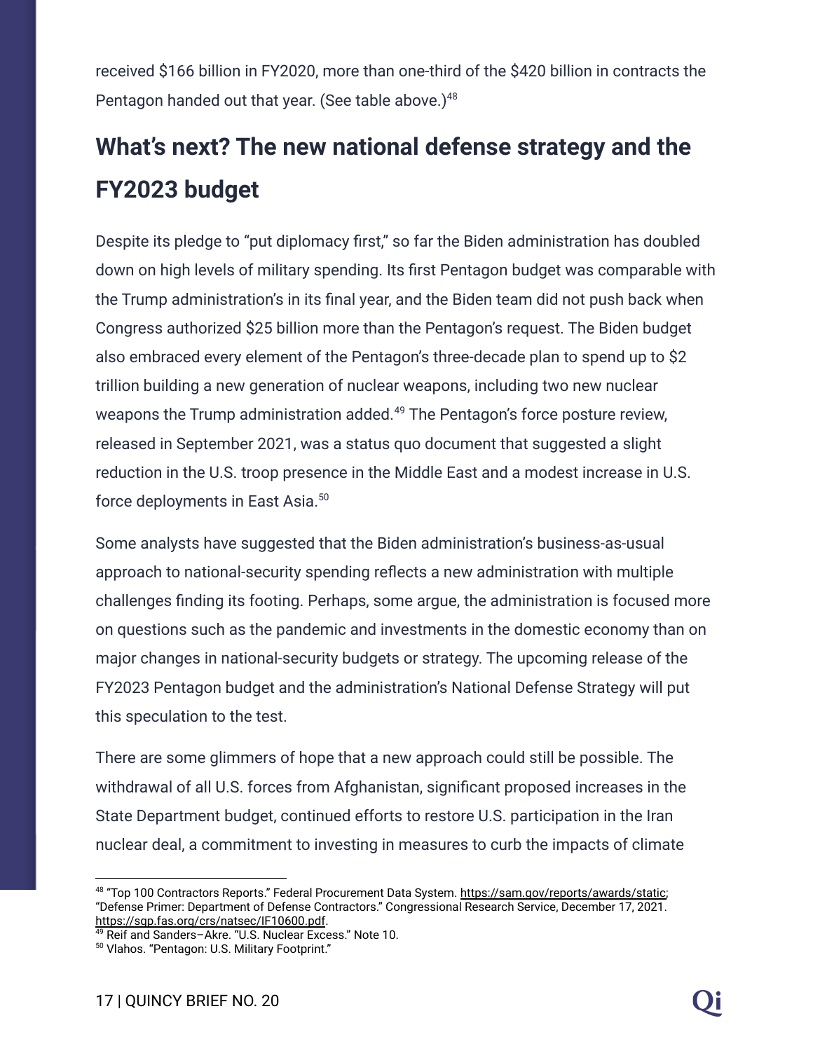received $166 billion in FY2020, more than one-third of the $420 billion in contracts the Pentagon handed out that year. (See table above.)[48]

## What's next? The new national defense strategy and the FY2023 budget

Despite its pledge to "put diplomacy first," so far the Biden administration has doubled down on high levels of military spending. Its first Pentagon budget was comparable with the Trump administration's in its final year, and the Biden team did not push back when Congress authorized $25 billion more than the Pentagon's request. The Biden budget also embraced every element of the Pentagon's three-decade plan to spend up to $2 trillion building a new generation of nuclear weapons, including two new nuclear weapons the Trump administration added.[49] The Pentagon's force posture review, released in September 2021, was a status quo document that suggested a slight reduction in the U.S. troop presence in the Middle East and a modest increase in U.S. force deployments in East Asia.[50]

Some analysts have suggested that the Biden administration's business-as-usual approach to national-security spending reflects a new administration with multiple challenges finding its footing. Perhaps, some argue, the administration is focused more on questions such as the pandemic and investments in the domestic economy than on major changes in national-security budgets or strategy. The upcoming release of the FY2023 Pentagon budget and the administration's National Defense Strategy will put this speculation to the test.

There are some glimmers of hope that a new approach could still be possible. The withdrawal of all U.S. forces from Afghanistan, significant proposed increases in the State Department budget, continued efforts to restore U.S. participation in the Iran nuclear deal, a commitment to investing in measures to curb the impacts of climate

---

[48] "Top 100 Contractors Reports." Federal Procurement Data System. https://sam.gov/reports/awards/static; "Defense Primer: Department of Defense Contractors." Congressional Research Service, December 17, 2021. https://sgp.fas.org/crs/natsec/IF10600.pdf.

[49] Reif and Sanders–Akre. "U.S. Nuclear Excess." Note 10.

[50] Vlahos. "Pentagon: U.S. Military Footprint."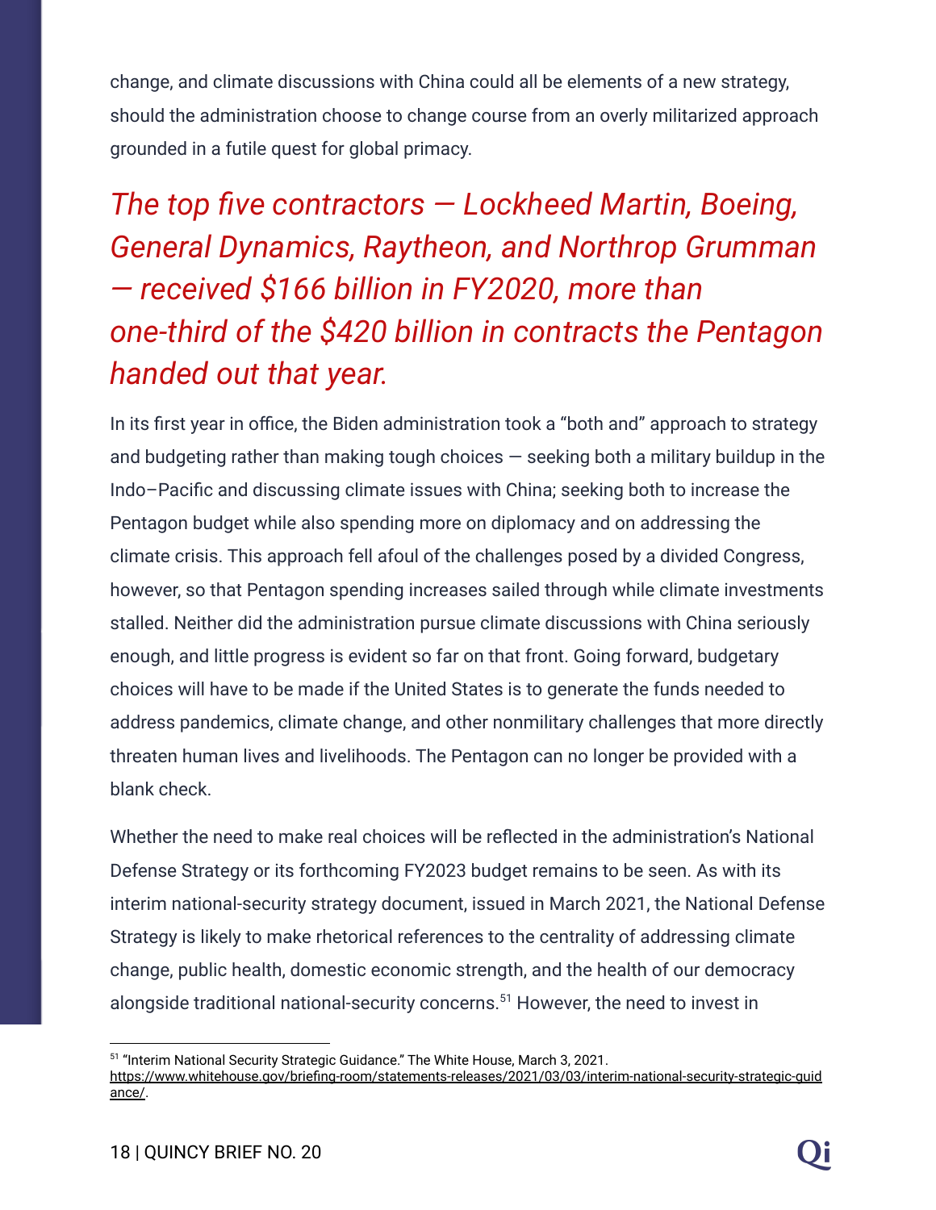change, and climate discussions with China could all be elements of a new strategy, should the administration choose to change course from an overly militarized approach grounded in a futile quest for global primacy.

*The top five contractors — Lockheed Martin, Boeing, General Dynamics, Raytheon, and Northrop Grumman — received $166 billion in FY2020, more than one-third of the $420 billion in contracts the Pentagon handed out that year.*

In its first year in office, the Biden administration took a "both and" approach to strategy and budgeting rather than making tough choices — seeking both a military buildup in the Indo–Pacific and discussing climate issues with China; seeking both to increase the Pentagon budget while also spending more on diplomacy and on addressing the climate crisis. This approach fell afoul of the challenges posed by a divided Congress, however, so that Pentagon spending increases sailed through while climate investments stalled. Neither did the administration pursue climate discussions with China seriously enough, and little progress is evident so far on that front. Going forward, budgetary choices will have to be made if the United States is to generate the funds needed to address pandemics, climate change, and other nonmilitary challenges that more directly threaten human lives and livelihoods. The Pentagon can no longer be provided with a blank check.

Whether the need to make real choices will be reflected in the administration's National Defense Strategy or its forthcoming FY2023 budget remains to be seen. As with its interim national-security strategy document, issued in March 2021, the National Defense Strategy is likely to make rhetorical references to the centrality of addressing climate change, public health, domestic economic strength, and the health of our democracy alongside traditional national-security concerns.[51] However, the need to invest in

[51] "Interim National Security Strategic Guidance." The White House, March 3, 2021. https://www.whitehouse.gov/briefing-room/statements-releases/2021/03/03/interim-national-security-strategic-guidance/.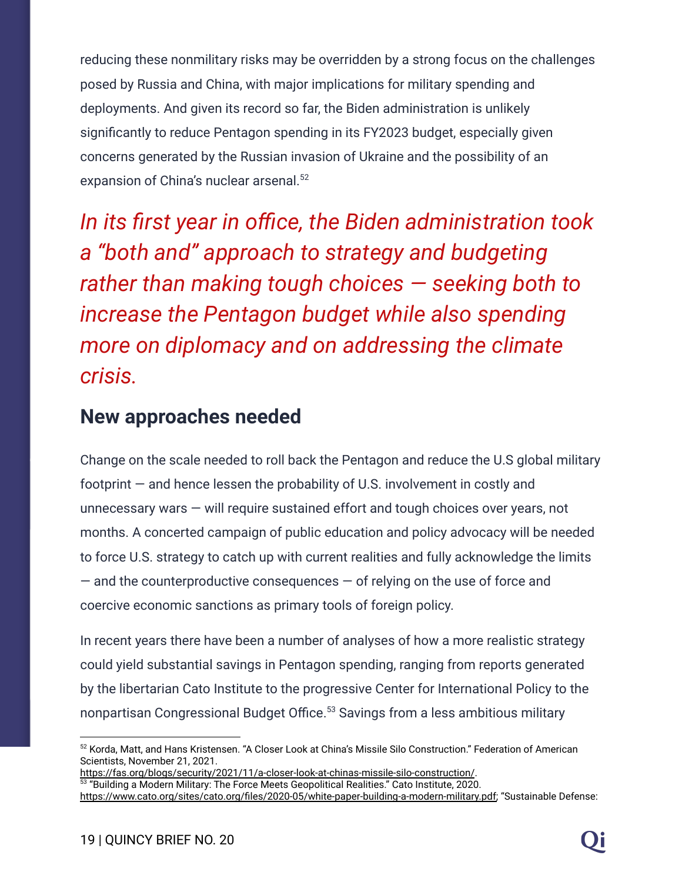reducing these nonmilitary risks may be overridden by a strong focus on the challenges posed by Russia and China, with major implications for military spending and deployments. And given its record so far, the Biden administration is unlikely significantly to reduce Pentagon spending in its FY2023 budget, especially given concerns generated by the Russian invasion of Ukraine and the possibility of an expansion of China's nuclear arsenal.[52]

*In its first year in office, the Biden administration took a "both and" approach to strategy and budgeting rather than making tough choices — seeking both to increase the Pentagon budget while also spending more on diplomacy and on addressing the climate crisis.*

## New approaches needed

Change on the scale needed to roll back the Pentagon and reduce the U.S global military footprint — and hence lessen the probability of U.S. involvement in costly and unnecessary wars — will require sustained effort and tough choices over years, not months. A concerted campaign of public education and policy advocacy will be needed to force U.S. strategy to catch up with current realities and fully acknowledge the limits — and the counterproductive consequences — of relying on the use of force and coercive economic sanctions as primary tools of foreign policy.

In recent years there have been a number of analyses of how a more realistic strategy could yield substantial savings in Pentagon spending, ranging from reports generated by the libertarian Cato Institute to the progressive Center for International Policy to the nonpartisan Congressional Budget Office.[53] Savings from a less ambitious military

---

[52] Korda, Matt, and Hans Kristensen. "A Closer Look at China's Missile Silo Construction." Federation of American Scientists, November 21, 2021. https://fas.org/blogs/security/2021/11/a-closer-look-at-chinas-missile-silo-construction/.

[53] "Building a Modern Military: The Force Meets Geopolitical Realities." Cato Institute, 2020. https://www.cato.org/sites/cato.org/files/2020-05/white-paper-building-a-modern-military.pdf; "Sustainable Defense: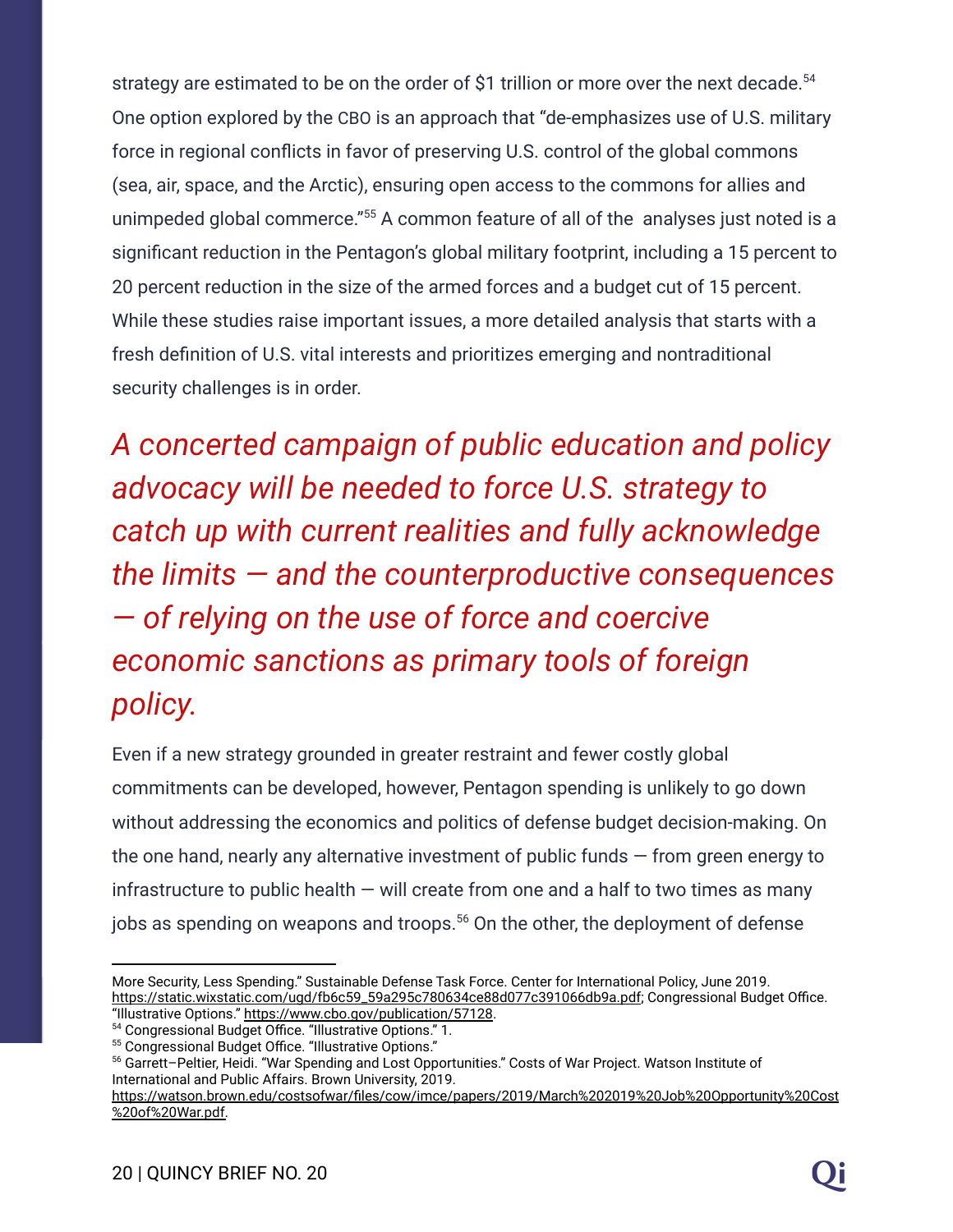strategy are estimated to be on the order of $1 trillion or more over the next decade.[54] One option explored by the CBO is an approach that "de-emphasizes use of U.S. military force in regional conflicts in favor of preserving U.S. control of the global commons (sea, air, space, and the Arctic), ensuring open access to the commons for allies and unimpeded global commerce."[55] A common feature of all of the analyses just noted is a significant reduction in the Pentagon's global military footprint, including a 15 percent to 20 percent reduction in the size of the armed forces and a budget cut of 15 percent. While these studies raise important issues, a more detailed analysis that starts with a fresh definition of U.S. vital interests and prioritizes emerging and nontraditional security challenges is in order.

*A concerted campaign of public education and policy advocacy will be needed to force U.S. strategy to catch up with current realities and fully acknowledge the limits — and the counterproductive consequences — of relying on the use of force and coercive economic sanctions as primary tools of foreign policy.*

Even if a new strategy grounded in greater restraint and fewer costly global commitments can be developed, however, Pentagon spending is unlikely to go down without addressing the economics and politics of defense budget decision-making. On the one hand, nearly any alternative investment of public funds — from green energy to infrastructure to public health — will create from one and a half to two times as many jobs as spending on weapons and troops.[56] On the other, the deployment of defense

---

More Security, Less Spending." Sustainable Defense Task Force. Center for International Policy, June 2019. https://static.wixstatic.com/ugd/fb6c59_59a295c780634ce88d077c391066db9a.pdf; Congressional Budget Office. "Illustrative Options." https://www.cbo.gov/publication/57128.

[54] Congressional Budget Office. "Illustrative Options." 1.

[55] Congressional Budget Office. "Illustrative Options."

[56] Garrett–Peltier, Heidi. "War Spending and Lost Opportunities." Costs of War Project. Watson Institute of International and Public Affairs. Brown University, 2019. https://watson.brown.edu/costsofwar/files/cow/imce/papers/2019/March%202019%20Job%20Opportunity%20Cost%20of%20War.pdf.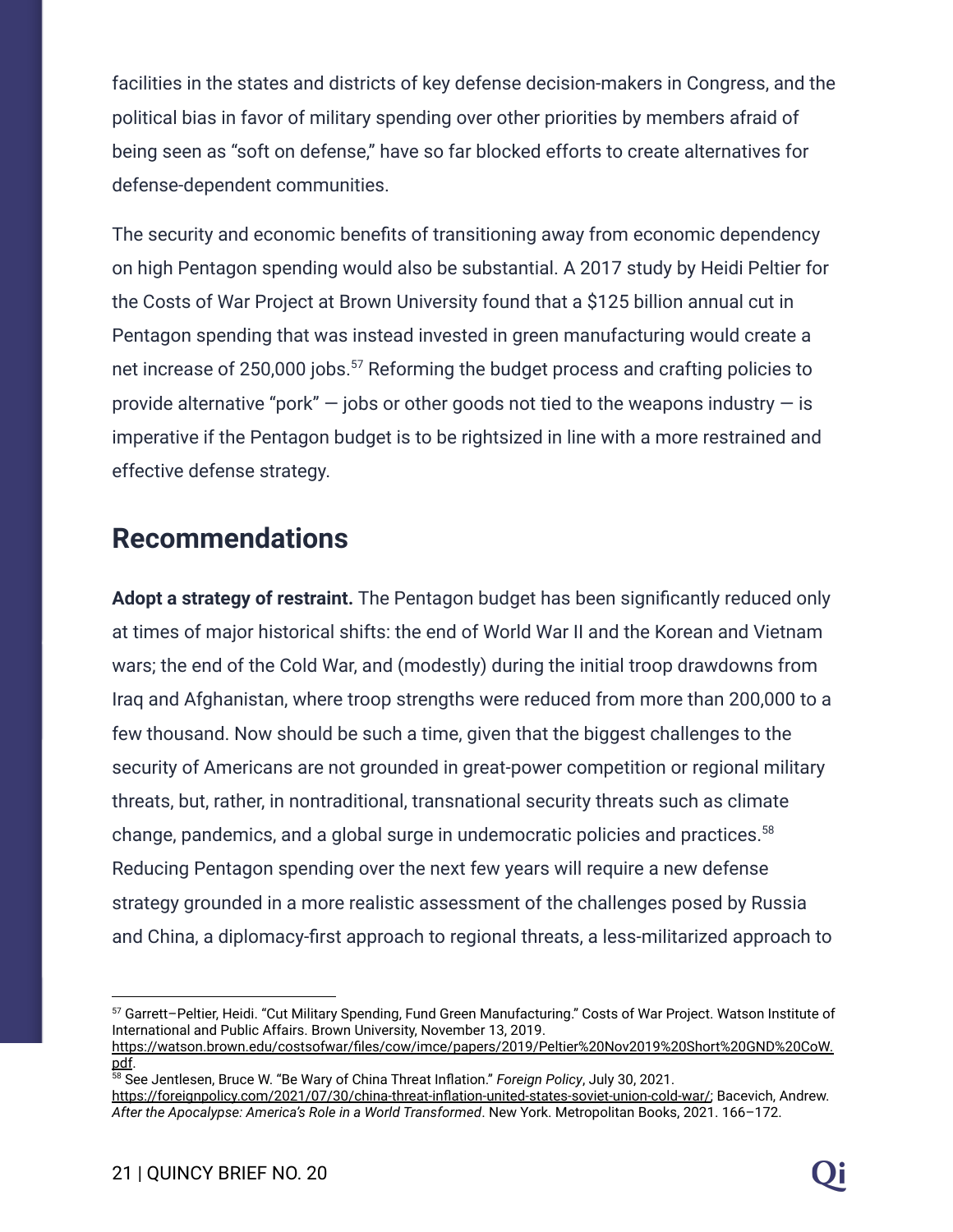facilities in the states and districts of key defense decision-makers in Congress, and the political bias in favor of military spending over other priorities by members afraid of being seen as "soft on defense," have so far blocked efforts to create alternatives for defense-dependent communities.

The security and economic benefits of transitioning away from economic dependency on high Pentagon spending would also be substantial. A 2017 study by Heidi Peltier for the Costs of War Project at Brown University found that a $125 billion annual cut in Pentagon spending that was instead invested in green manufacturing would create a net increase of 250,000 jobs.[57] Reforming the budget process and crafting policies to provide alternative "pork" — jobs or other goods not tied to the weapons industry — is imperative if the Pentagon budget is to be rightsized in line with a more restrained and effective defense strategy.

## Recommendations

**Adopt a strategy of restraint.** The Pentagon budget has been significantly reduced only at times of major historical shifts: the end of World War II and the Korean and Vietnam wars; the end of the Cold War, and (modestly) during the initial troop drawdowns from Iraq and Afghanistan, where troop strengths were reduced from more than 200,000 to a few thousand. Now should be such a time, given that the biggest challenges to the security of Americans are not grounded in great-power competition or regional military threats, but, rather, in nontraditional, transnational security threats such as climate change, pandemics, and a global surge in undemocratic policies and practices.[58] Reducing Pentagon spending over the next few years will require a new defense strategy grounded in a more realistic assessment of the challenges posed by Russia and China, a diplomacy-first approach to regional threats, a less-militarized approach to

---

[57] Garrett–Peltier, Heidi. "Cut Military Spending, Fund Green Manufacturing." Costs of War Project. Watson Institute of International and Public Affairs. Brown University, November 13, 2019. https://watson.brown.edu/costsofwar/files/cow/imce/papers/2019/Peltier%20Nov2019%20Short%20GND%20CoW.pdf.

[58] See Jentlesen, Bruce W. "Be Wary of China Threat Inflation." *Foreign Policy*, July 30, 2021. https://foreignpolicy.com/2021/07/30/china-threat-inflation-united-states-soviet-union-cold-war/; Bacevich, Andrew. *After the Apocalypse: America's Role in a World Transformed*. New York. Metropolitan Books, 2021. 166–172.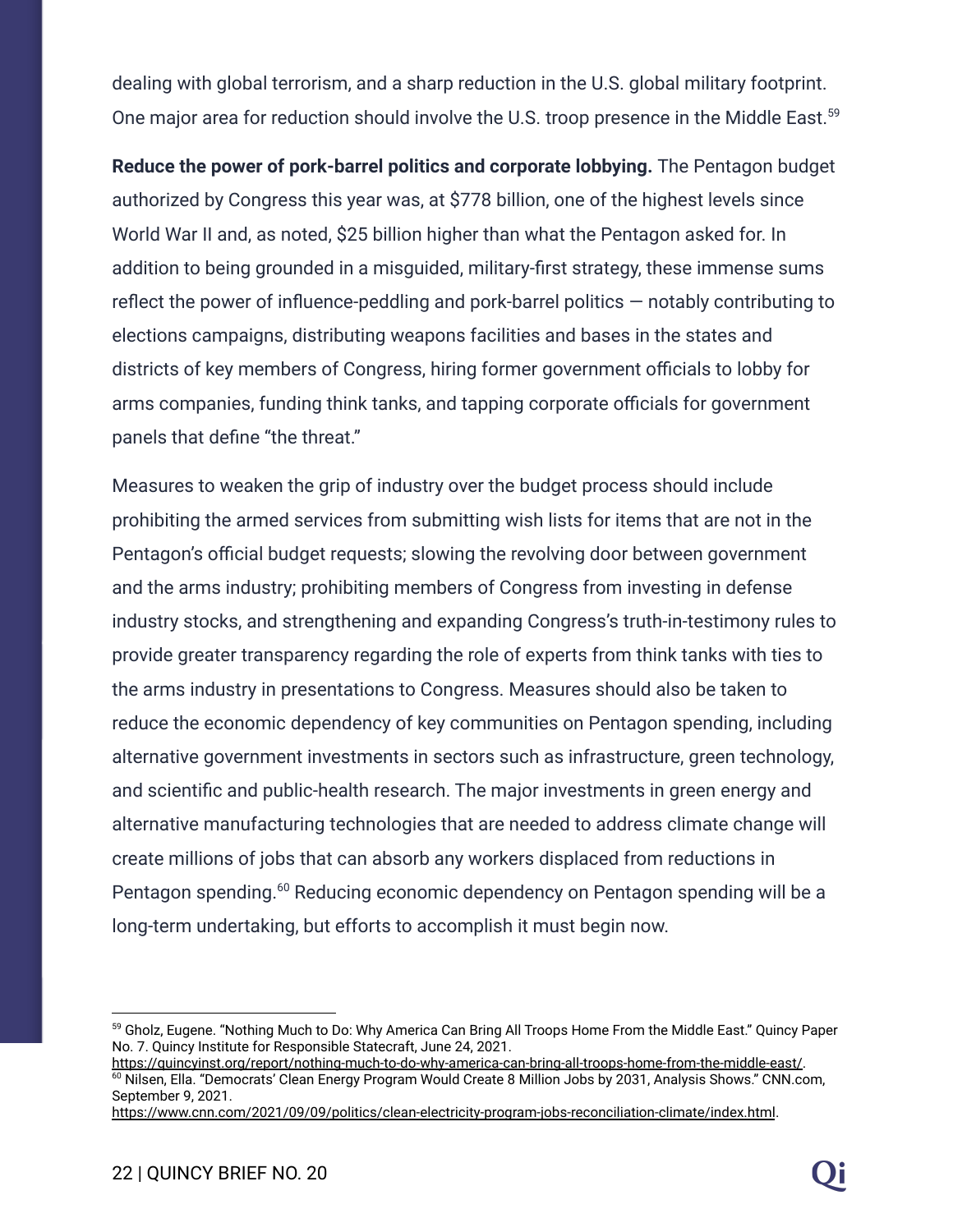dealing with global terrorism, and a sharp reduction in the U.S. global military footprint. One major area for reduction should involve the U.S. troop presence in the Middle East.[59]

**Reduce the power of pork-barrel politics and corporate lobbying.** The Pentagon budget authorized by Congress this year was, at $778 billion, one of the highest levels since World War II and, as noted, $25 billion higher than what the Pentagon asked for. In addition to being grounded in a misguided, military-first strategy, these immense sums reflect the power of influence-peddling and pork-barrel politics — notably contributing to elections campaigns, distributing weapons facilities and bases in the states and districts of key members of Congress, hiring former government officials to lobby for arms companies, funding think tanks, and tapping corporate officials for government panels that define "the threat."

Measures to weaken the grip of industry over the budget process should include prohibiting the armed services from submitting wish lists for items that are not in the Pentagon's official budget requests; slowing the revolving door between government and the arms industry; prohibiting members of Congress from investing in defense industry stocks, and strengthening and expanding Congress's truth-in-testimony rules to provide greater transparency regarding the role of experts from think tanks with ties to the arms industry in presentations to Congress. Measures should also be taken to reduce the economic dependency of key communities on Pentagon spending, including alternative government investments in sectors such as infrastructure, green technology, and scientific and public-health research. The major investments in green energy and alternative manufacturing technologies that are needed to address climate change will create millions of jobs that can absorb any workers displaced from reductions in Pentagon spending.[60] Reducing economic dependency on Pentagon spending will be a long-term undertaking, but efforts to accomplish it must begin now.

---

[59] Gholz, Eugene. "Nothing Much to Do: Why America Can Bring All Troops Home From the Middle East." Quincy Paper No. 7. Quincy Institute for Responsible Statecraft, June 24, 2021. https://quincyinst.org/report/nothing-much-to-do-why-america-can-bring-all-troops-home-from-the-middle-east/.

[60] Nilsen, Ella. "Democrats' Clean Energy Program Would Create 8 Million Jobs by 2031, Analysis Shows." CNN.com, September 9, 2021. https://www.cnn.com/2021/09/09/politics/clean-electricity-program-jobs-reconciliation-climate/index.html.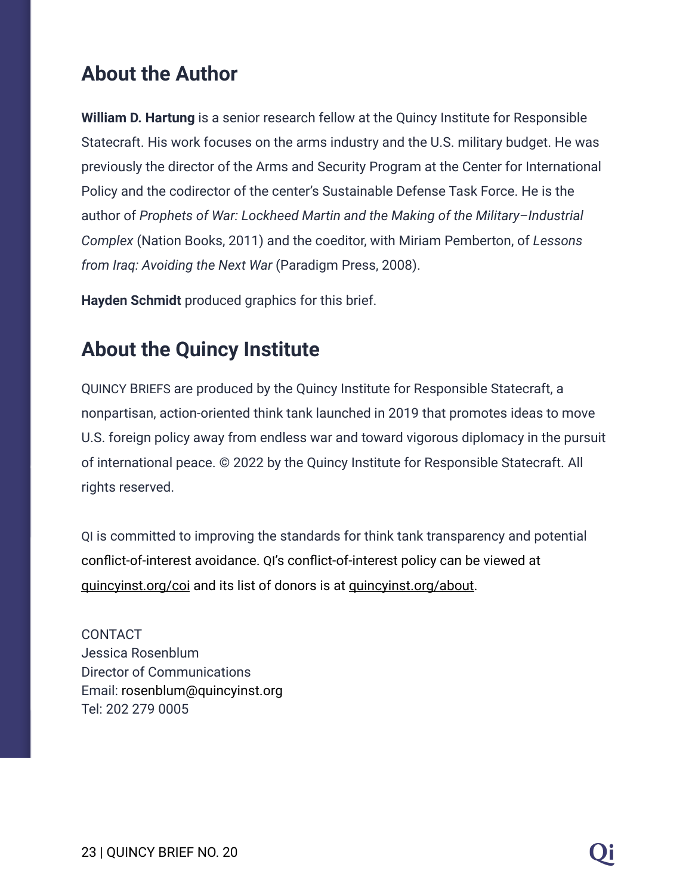## About the Author

**William D. Hartung** is a senior research fellow at the Quincy Institute for Responsible Statecraft. His work focuses on the arms industry and the U.S. military budget. He was previously the director of the Arms and Security Program at the Center for International Policy and the codirector of the center's Sustainable Defense Task Force. He is the author of *Prophets of War: Lockheed Martin and the Making of the Military–Industrial Complex* (Nation Books, 2011) and the coeditor, with Miriam Pemberton, of *Lessons from Iraq: Avoiding the Next War* (Paradigm Press, 2008).

**Hayden Schmidt** produced graphics for this brief.

## About the Quincy Institute

QUINCY BRIEFS are produced by the Quincy Institute for Responsible Statecraft, a nonpartisan, action-oriented think tank launched in 2019 that promotes ideas to move U.S. foreign policy away from endless war and toward vigorous diplomacy in the pursuit of international peace. © 2022 by the Quincy Institute for Responsible Statecraft. All rights reserved.

QI is committed to improving the standards for think tank transparency and potential conflict-of-interest avoidance. QI's conflict-of-interest policy can be viewed at quincyinst.org/coi and its list of donors is at quincyinst.org/about.

CONTACT
Jessica Rosenblum
Director of Communications
Email: rosenblum@quincyinst.org
Tel: 202 279 0005